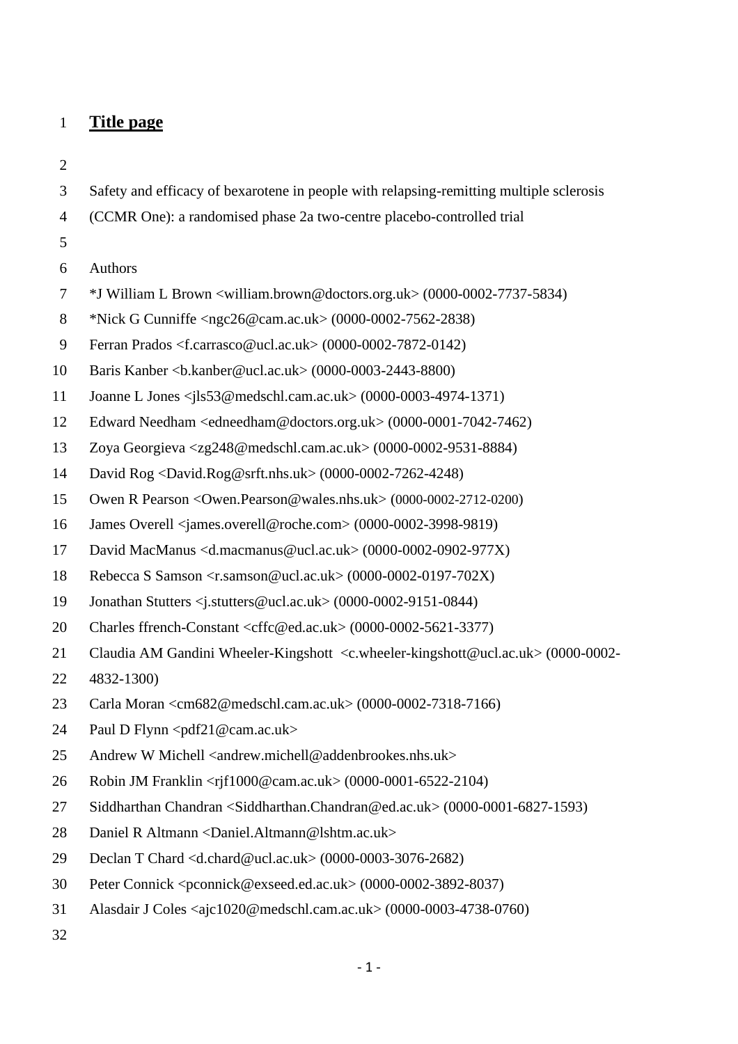# **Title page**

Safety and efficacy of bexarotene in people with relapsing-remitting multiple sclerosis (CCMR One): a randomised phase 2a two-centre placebo-controlled trial

Authors

*J William L Brown <william.brown@doctors.org.uk> (0000-0002-7737-5834)

*Nick G Cunniffe <ngc26@cam.ac.uk> (0000-0002-7562-2838)

Ferran Prados <f.carrasco@ucl.ac.uk> (0000-0002-7872-0142)

Baris Kanber <b.kanber@ucl.ac.uk> (0000-0003-2443-8800)

Joanne L Jones <jls53@medschl.cam.ac.uk> (0000-0003-4974-1371)

Edward Needham <edneedham@doctors.org.uk> (0000-0001-7042-7462)

Zoya Georgieva <zg248@medschl.cam.ac.uk> (0000-0002-9531-8884)

David Rog <David.Rog@srft.nhs.uk> (0000-0002-7262-4248)

Owen R Pearson <Owen.Pearson@wales.nhs.uk> (0000-0002-2712-0200)

James Overell <james.overell@roche.com> (0000-0002-3998-9819)

David MacManus <d.macmanus@ucl.ac.uk> (0000-0002-0902-977X)

Rebecca S Samson <r.samson@ucl.ac.uk> (0000-0002-0197-702X)

Jonathan Stutters <j.stutters@ucl.ac.uk> (0000-0002-9151-0844)

Charles ffrench-Constant <cffc@ed.ac.uk> (0000-0002-5621-3377)

Claudia AM Gandini Wheeler-Kingshott <c.wheeler-kingshott@ucl.ac.uk> (0000-0002-4832-1300)

Carla Moran <cm682@medschl.cam.ac.uk> (0000-0002-7318-7166)

Paul D Flynn <pdf21@cam.ac.uk>

Andrew W Michell <andrew.michell@addenbrookes.nhs.uk>

Robin JM Franklin <rjf1000@cam.ac.uk> (0000-0001-6522-2104)

Siddharthan Chandran <Siddharthan.Chandran@ed.ac.uk> (0000-0001-6827-1593)

Daniel R Altmann <Daniel.Altmann@lshtm.ac.uk>

Declan T Chard <d.chard@ucl.ac.uk> (0000-0003-3076-2682)

Peter Connick <pconnick@exseed.ed.ac.uk> (0000-0002-3892-8037)

Alasdair J Coles <ajc1020@medschl.cam.ac.uk> (0000-0003-4738-0760)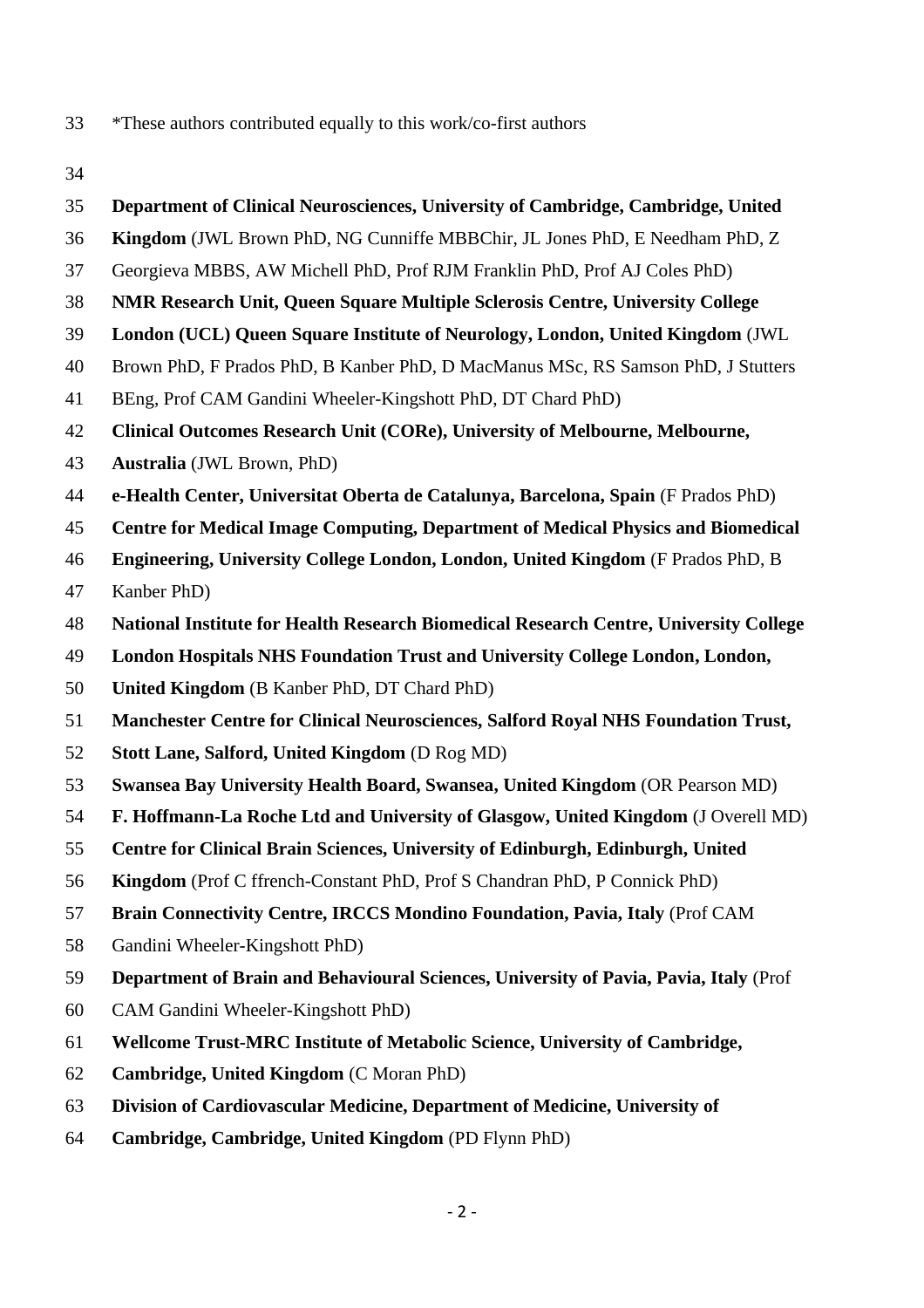*These authors contributed equally to this work/co-first authors

**Department of Clinical Neurosciences, University of Cambridge, Cambridge, United Kingdom** (JWL Brown PhD, NG Cunniffe MBBChir, JL Jones PhD, E Needham PhD, Z Georgieva MBBS, AW Michell PhD, Prof RJM Franklin PhD, Prof AJ Coles PhD)

**NMR Research Unit, Queen Square Multiple Sclerosis Centre, University College London (UCL) Queen Square Institute of Neurology, London, United Kingdom** (JWL Brown PhD, F Prados PhD, B Kanber PhD, D MacManus MSc, RS Samson PhD, J Stutters BEng, Prof CAM Gandini Wheeler-Kingshott PhD, DT Chard PhD)

**Clinical Outcomes Research Unit (CORe), University of Melbourne, Melbourne, Australia** (JWL Brown, PhD)

**e-Health Center, Universitat Oberta de Catalunya, Barcelona, Spain** (F Prados PhD)

**Centre for Medical Image Computing, Department of Medical Physics and Biomedical Engineering, University College London, London, United Kingdom** (F Prados PhD, B Kanber PhD)

**National Institute for Health Research Biomedical Research Centre, University College London Hospitals NHS Foundation Trust and University College London, London, United Kingdom** (B Kanber PhD, DT Chard PhD)

**Manchester Centre for Clinical Neurosciences, Salford Royal NHS Foundation Trust, Stott Lane, Salford, United Kingdom** (D Rog MD)

**Swansea Bay University Health Board, Swansea, United Kingdom** (OR Pearson MD)

**F. Hoffmann-La Roche Ltd and University of Glasgow, United Kingdom** (J Overell MD)

**Centre for Clinical Brain Sciences, University of Edinburgh, Edinburgh, United Kingdom** (Prof C ffrench-Constant PhD, Prof S Chandran PhD, P Connick PhD)

**Brain Connectivity Centre, IRCCS Mondino Foundation, Pavia, Italy** (Prof CAM Gandini Wheeler-Kingshott PhD)

**Department of Brain and Behavioural Sciences, University of Pavia, Pavia, Italy** (Prof CAM Gandini Wheeler-Kingshott PhD)

**Wellcome Trust-MRC Institute of Metabolic Science, University of Cambridge, Cambridge, United Kingdom** (C Moran PhD)

**Division of Cardiovascular Medicine, Department of Medicine, University of Cambridge, Cambridge, United Kingdom** (PD Flynn PhD)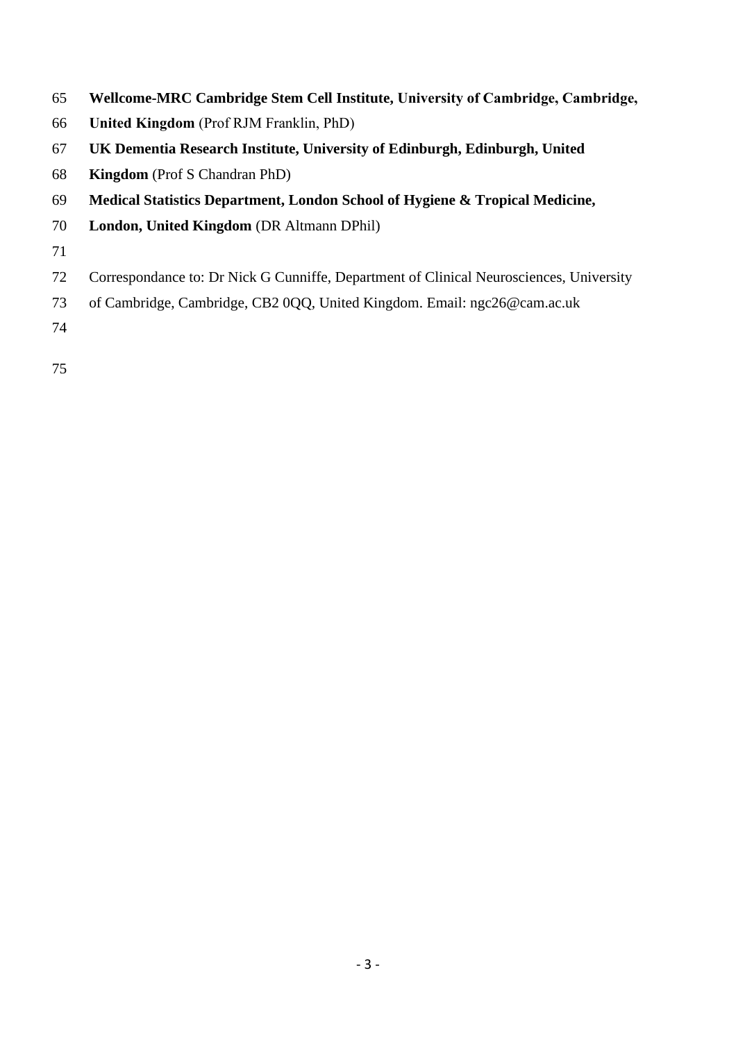**Wellcome-MRC Cambridge Stem Cell Institute, University of Cambridge, Cambridge, United Kingdom** (Prof RJM Franklin, PhD)

**UK Dementia Research Institute, University of Edinburgh, Edinburgh, United Kingdom** (Prof S Chandran PhD)

**Medical Statistics Department, London School of Hygiene & Tropical Medicine, London, United Kingdom** (DR Altmann DPhil)

Correspondance to: Dr Nick G Cunniffe, Department of Clinical Neurosciences, University of Cambridge, Cambridge, CB2 0QQ, United Kingdom. Email: ngc26@cam.ac.uk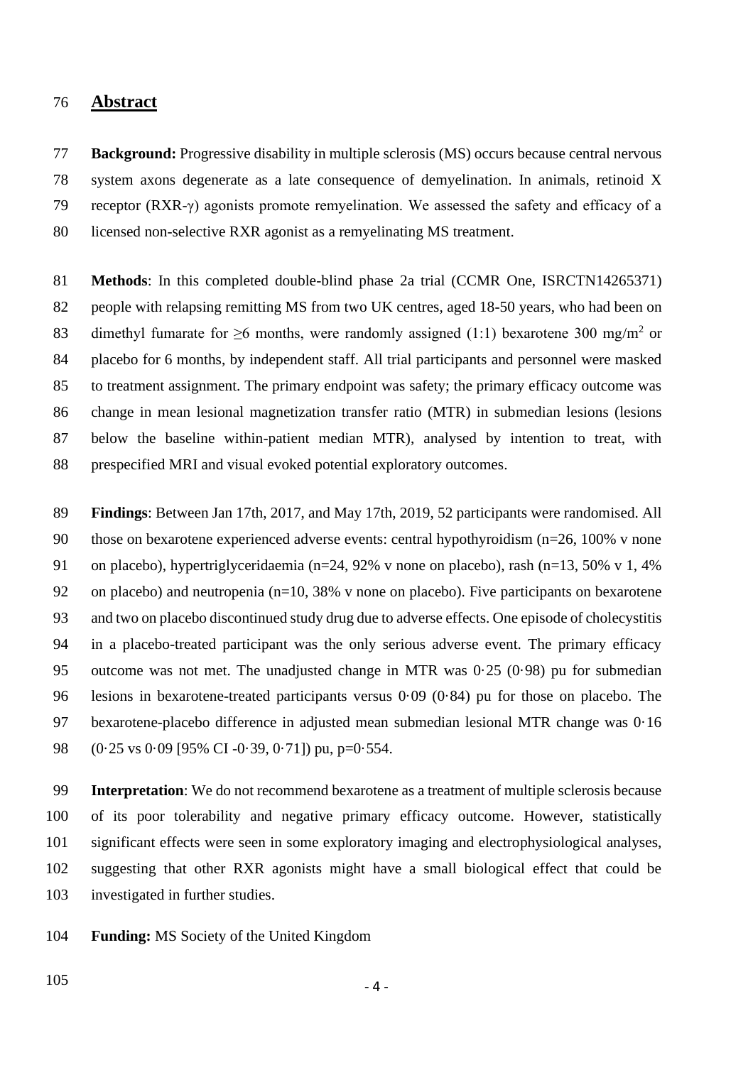## Abstract

**Background:** Progressive disability in multiple sclerosis (MS) occurs because central nervous system axons degenerate as a late consequence of demyelination. In animals, retinoid X receptor (RXR-γ) agonists promote remyelination. We assessed the safety and efficacy of a licensed non-selective RXR agonist as a remyelinating MS treatment.

**Methods**: In this completed double-blind phase 2a trial (CCMR One, ISRCTN14265371) people with relapsing remitting MS from two UK centres, aged 18-50 years, who had been on dimethyl fumarate for ≥6 months, were randomly assigned (1:1) bexarotene 300 mg/m$^2$ or placebo for 6 months, by independent staff. All trial participants and personnel were masked to treatment assignment. The primary endpoint was safety; the primary efficacy outcome was change in mean lesional magnetization transfer ratio (MTR) in submedian lesions (lesions below the baseline within-patient median MTR), analysed by intention to treat, with prespecified MRI and visual evoked potential exploratory outcomes.

**Findings**: Between Jan 17th, 2017, and May 17th, 2019, 52 participants were randomised. All those on bexarotene experienced adverse events: central hypothyroidism (n=26, 100% v none on placebo), hypertriglyceridaemia (n=24, 92% v none on placebo), rash (n=13, 50% v 1, 4% on placebo) and neutropenia (n=10, 38% v none on placebo). Five participants on bexarotene and two on placebo discontinued study drug due to adverse effects. One episode of cholecystitis in a placebo-treated participant was the only serious adverse event. The primary efficacy outcome was not met. The unadjusted change in MTR was 0·25 (0·98) pu for submedian lesions in bexarotene-treated participants versus 0·09 (0·84) pu for those on placebo. The bexarotene-placebo difference in adjusted mean submedian lesional MTR change was 0·16 (0·25 vs 0·09 [95% CI -0·39, 0·71]) pu, p=0·554.

**Interpretation**: We do not recommend bexarotene as a treatment of multiple sclerosis because of its poor tolerability and negative primary efficacy outcome. However, statistically significant effects were seen in some exploratory imaging and electrophysiological analyses, suggesting that other RXR agonists might have a small biological effect that could be investigated in further studies.

**Funding:** MS Society of the United Kingdom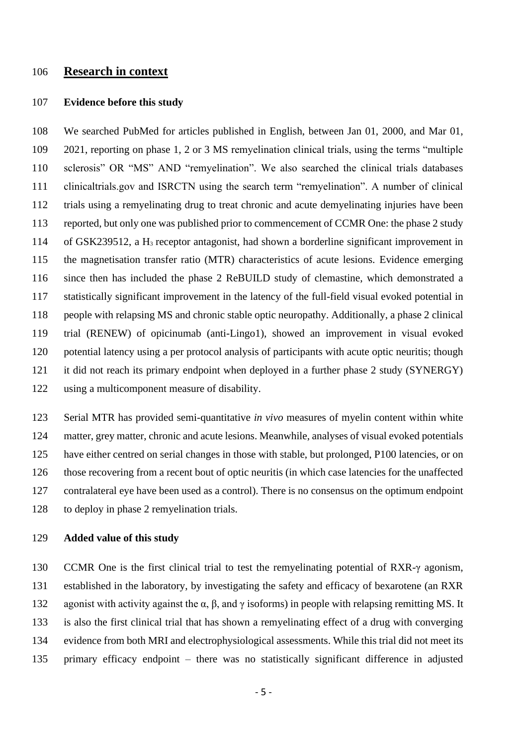## Research in context

### Evidence before this study

We searched PubMed for articles published in English, between Jan 01, 2000, and Mar 01, 2021, reporting on phase 1, 2 or 3 MS remyelination clinical trials, using the terms "multiple sclerosis" OR "MS" AND "remyelination". We also searched the clinical trials databases clinicaltrials.gov and ISRCTN using the search term "remyelination". A number of clinical trials using a remyelinating drug to treat chronic and acute demyelinating injuries have been reported, but only one was published prior to commencement of CCMR One: the phase 2 study of GSK239512, a $H_3$ receptor antagonist, had shown a borderline significant improvement in the magnetisation transfer ratio (MTR) characteristics of acute lesions. Evidence emerging since then has included the phase 2 ReBUILD study of clemastine, which demonstrated a statistically significant improvement in the latency of the full-field visual evoked potential in people with relapsing MS and chronic stable optic neuropathy. Additionally, a phase 2 clinical trial (RENEW) of opicinumab (anti-Lingo1), showed an improvement in visual evoked potential latency using a per protocol analysis of participants with acute optic neuritis; though it did not reach its primary endpoint when deployed in a further phase 2 study (SYNERGY) using a multicomponent measure of disability.

Serial MTR has provided semi-quantitative *in vivo* measures of myelin content within white matter, grey matter, chronic and acute lesions. Meanwhile, analyses of visual evoked potentials have either centred on serial changes in those with stable, but prolonged, P100 latencies, or on those recovering from a recent bout of optic neuritis (in which case latencies for the unaffected contralateral eye have been used as a control). There is no consensus on the optimum endpoint to deploy in phase 2 remyelination trials.

### Added value of this study

CCMR One is the first clinical trial to test the remyelinating potential of RXR-γ agonism, established in the laboratory, by investigating the safety and efficacy of bexarotene (an RXR agonist with activity against the α, β, and γ isoforms) in people with relapsing remitting MS. It is also the first clinical trial that has shown a remyelinating effect of a drug with converging evidence from both MRI and electrophysiological assessments. While this trial did not meet its primary efficacy endpoint – there was no statistically significant difference in adjusted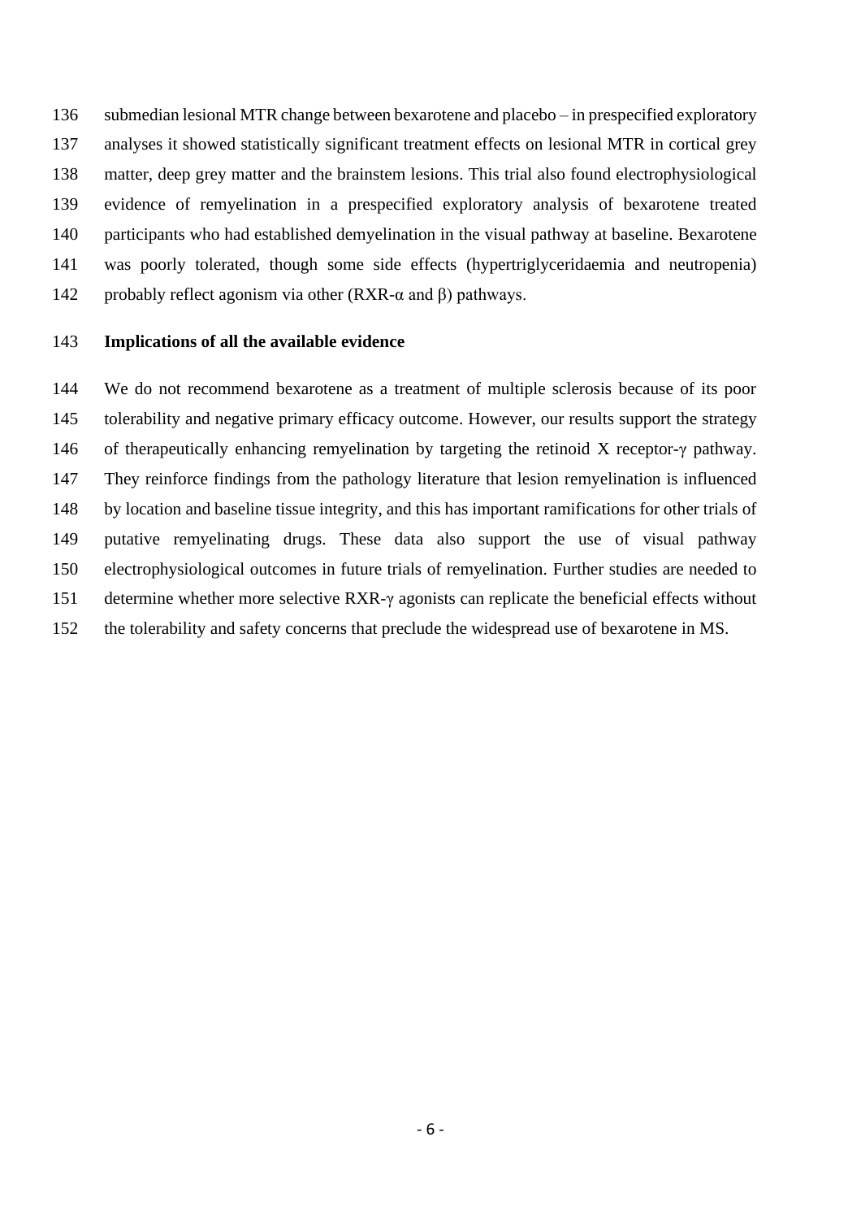submedian lesional MTR change between bexarotene and placebo – in prespecified exploratory analyses it showed statistically significant treatment effects on lesional MTR in cortical grey matter, deep grey matter and the brainstem lesions. This trial also found electrophysiological evidence of remyelination in a prespecified exploratory analysis of bexarotene treated participants who had established demyelination in the visual pathway at baseline. Bexarotene was poorly tolerated, though some side effects (hypertriglyceridaemia and neutropenia) probably reflect agonism via other (RXR-α and β) pathways.

**Implications of all the available evidence**

We do not recommend bexarotene as a treatment of multiple sclerosis because of its poor tolerability and negative primary efficacy outcome. However, our results support the strategy of therapeutically enhancing remyelination by targeting the retinoid X receptor-γ pathway. They reinforce findings from the pathology literature that lesion remyelination is influenced by location and baseline tissue integrity, and this has important ramifications for other trials of putative remyelinating drugs. These data also support the use of visual pathway electrophysiological outcomes in future trials of remyelination. Further studies are needed to determine whether more selective RXR-γ agonists can replicate the beneficial effects without the tolerability and safety concerns that preclude the widespread use of bexarotene in MS.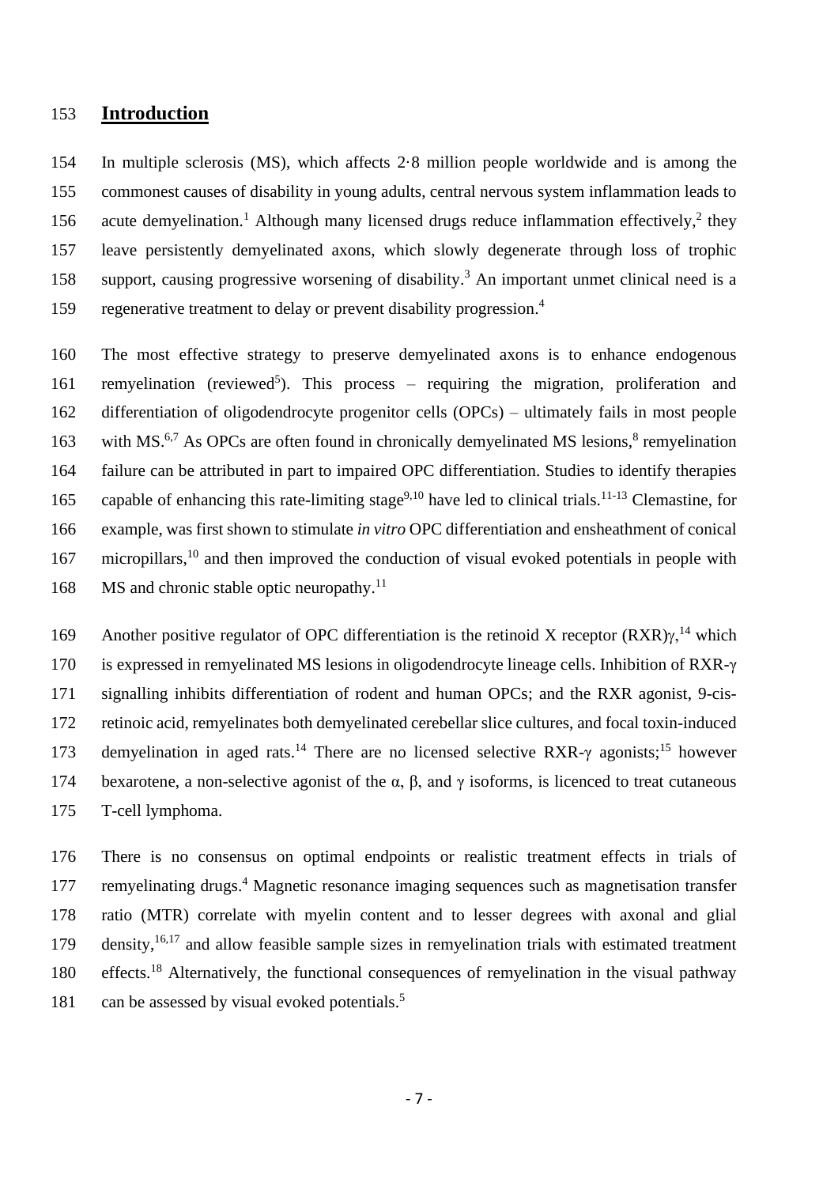## Introduction

In multiple sclerosis (MS), which affects 2·8 million people worldwide and is among the commonest causes of disability in young adults, central nervous system inflammation leads to acute demyelination.[1] Although many licensed drugs reduce inflammation effectively,[2] they leave persistently demyelinated axons, which slowly degenerate through loss of trophic support, causing progressive worsening of disability.[3] An important unmet clinical need is a regenerative treatment to delay or prevent disability progression.[4]

The most effective strategy to preserve demyelinated axons is to enhance endogenous remyelination (reviewed[5]). This process – requiring the migration, proliferation and differentiation of oligodendrocyte progenitor cells (OPCs) – ultimately fails in most people with MS.[6,7] As OPCs are often found in chronically demyelinated MS lesions,[8] remyelination failure can be attributed in part to impaired OPC differentiation. Studies to identify therapies capable of enhancing this rate-limiting stage[9,10] have led to clinical trials.[11-13] Clemastine, for example, was first shown to stimulate *in vitro* OPC differentiation and ensheathment of conical micropillars,[10] and then improved the conduction of visual evoked potentials in people with MS and chronic stable optic neuropathy.[11]

Another positive regulator of OPC differentiation is the retinoid X receptor (RXR)γ,[14] which is expressed in remyelinated MS lesions in oligodendrocyte lineage cells. Inhibition of RXR-γ signalling inhibits differentiation of rodent and human OPCs; and the RXR agonist, 9-cis-retinoic acid, remyelinates both demyelinated cerebellar slice cultures, and focal toxin-induced demyelination in aged rats.[14] There are no licensed selective RXR-γ agonists;[15] however bexarotene, a non-selective agonist of the α, β, and γ isoforms, is licenced to treat cutaneous T-cell lymphoma.

There is no consensus on optimal endpoints or realistic treatment effects in trials of remyelinating drugs.[4] Magnetic resonance imaging sequences such as magnetisation transfer ratio (MTR) correlate with myelin content and to lesser degrees with axonal and glial density,[16,17] and allow feasible sample sizes in remyelination trials with estimated treatment effects.[18] Alternatively, the functional consequences of remyelination in the visual pathway can be assessed by visual evoked potentials.[5]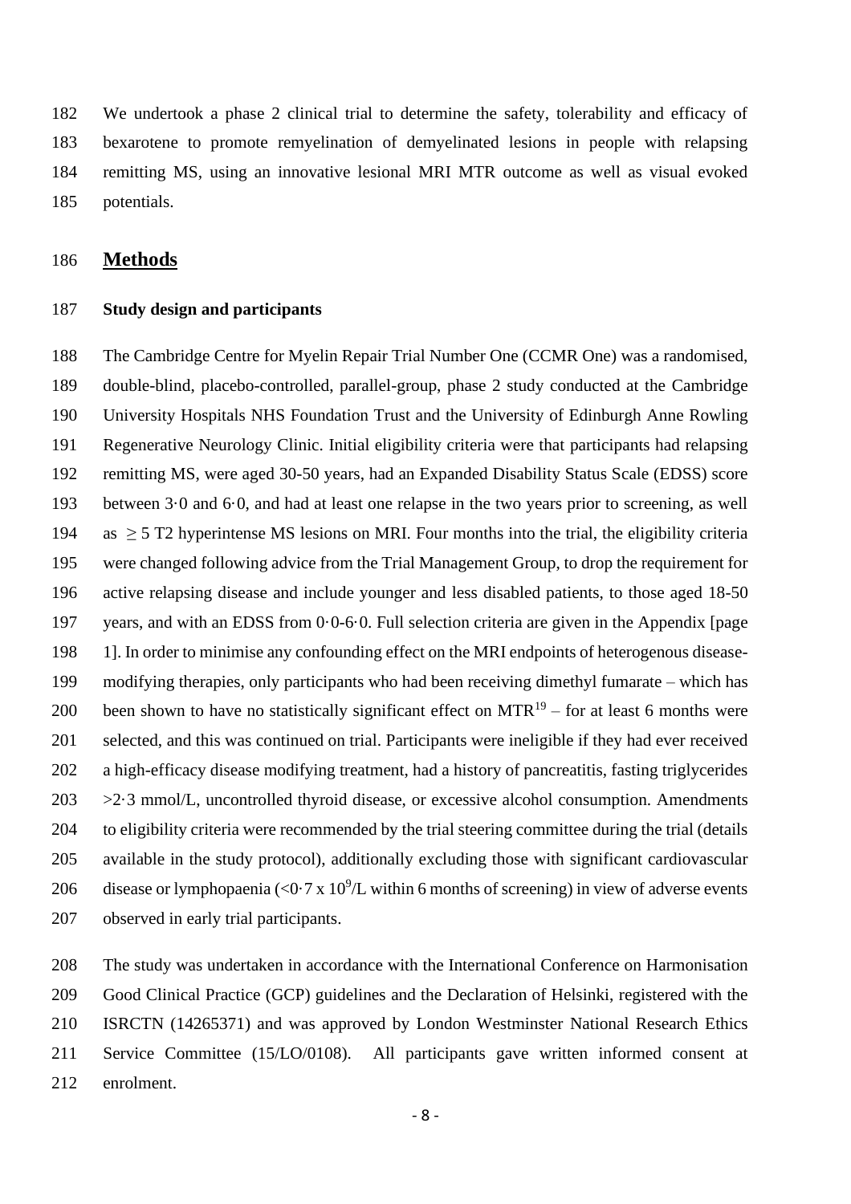We undertook a phase 2 clinical trial to determine the safety, tolerability and efficacy of bexarotene to promote remyelination of demyelinated lesions in people with relapsing remitting MS, using an innovative lesional MRI MTR outcome as well as visual evoked potentials.

# Methods

### Study design and participants

The Cambridge Centre for Myelin Repair Trial Number One (CCMR One) was a randomised, double-blind, placebo-controlled, parallel-group, phase 2 study conducted at the Cambridge University Hospitals NHS Foundation Trust and the University of Edinburgh Anne Rowling Regenerative Neurology Clinic. Initial eligibility criteria were that participants had relapsing remitting MS, were aged 30-50 years, had an Expanded Disability Status Scale (EDSS) score between 3·0 and 6·0, and had at least one relapse in the two years prior to screening, as well as $\geq 5$ T2 hyperintense MS lesions on MRI. Four months into the trial, the eligibility criteria were changed following advice from the Trial Management Group, to drop the requirement for active relapsing disease and include younger and less disabled patients, to those aged 18-50 years, and with an EDSS from 0·0-6·0. Full selection criteria are given in the Appendix [page 1]. In order to minimise any confounding effect on the MRI endpoints of heterogenous disease-modifying therapies, only participants who had been receiving dimethyl fumarate – which has been shown to have no statistically significant effect on MTR[19] – for at least 6 months were selected, and this was continued on trial. Participants were ineligible if they had ever received a high-efficacy disease modifying treatment, had a history of pancreatitis, fasting triglycerides >2·3 mmol/L, uncontrolled thyroid disease, or excessive alcohol consumption. Amendments to eligibility criteria were recommended by the trial steering committee during the trial (details available in the study protocol), additionally excluding those with significant cardiovascular disease or lymphopaenia ($<0{\cdot}7 \times 10^9$/L within 6 months of screening) in view of adverse events observed in early trial participants.

The study was undertaken in accordance with the International Conference on Harmonisation Good Clinical Practice (GCP) guidelines and the Declaration of Helsinki, registered with the ISRCTN (14265371) and was approved by London Westminster National Research Ethics Service Committee (15/LO/0108). All participants gave written informed consent at enrolment.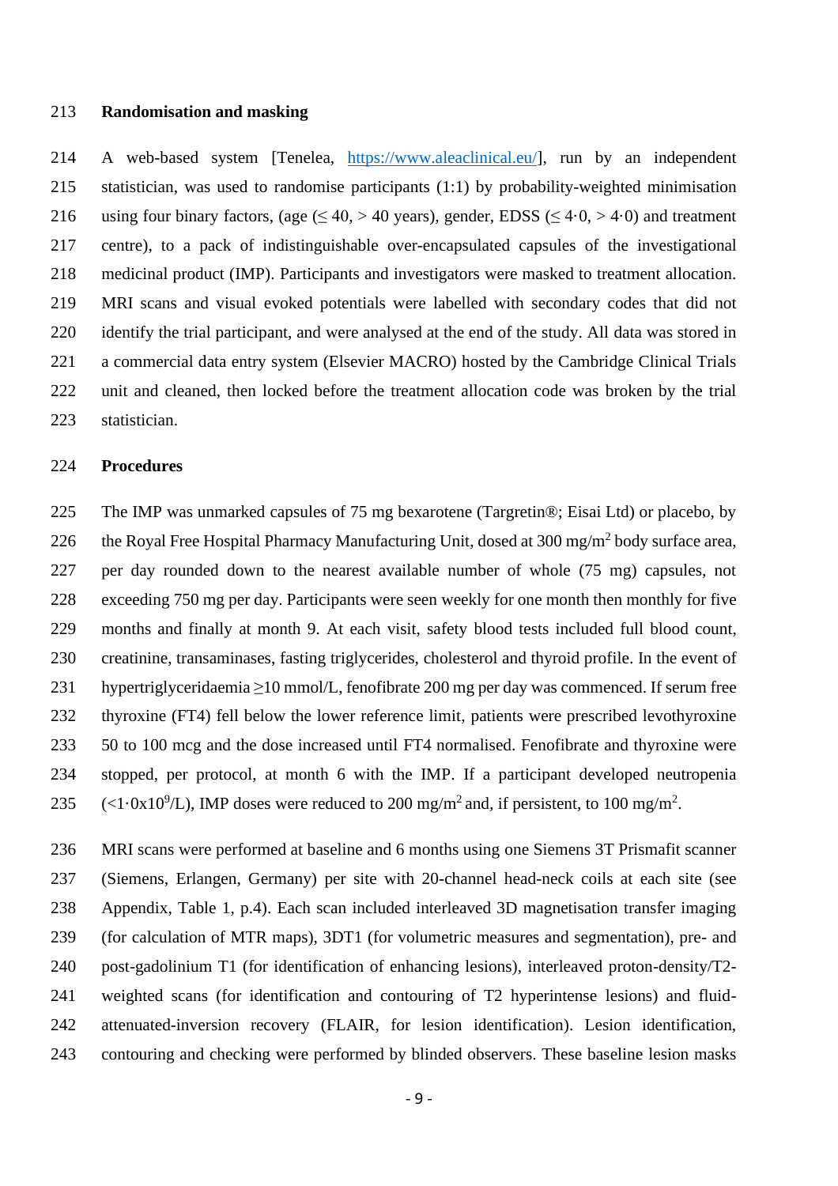**Randomisation and masking**

A web-based system [Tenelea, https://www.aleaclinical.eu/], run by an independent statistician, was used to randomise participants (1:1) by probability-weighted minimisation using four binary factors, (age (≤ 40, > 40 years), gender, EDSS (≤ 4·0, > 4·0) and treatment centre), to a pack of indistinguishable over-encapsulated capsules of the investigational medicinal product (IMP). Participants and investigators were masked to treatment allocation. MRI scans and visual evoked potentials were labelled with secondary codes that did not identify the trial participant, and were analysed at the end of the study. All data was stored in a commercial data entry system (Elsevier MACRO) hosted by the Cambridge Clinical Trials unit and cleaned, then locked before the treatment allocation code was broken by the trial statistician.

**Procedures**

The IMP was unmarked capsules of 75 mg bexarotene (Targretin®; Eisai Ltd) or placebo, by the Royal Free Hospital Pharmacy Manufacturing Unit, dosed at 300 mg/$m^2$ body surface area, per day rounded down to the nearest available number of whole (75 mg) capsules, not exceeding 750 mg per day. Participants were seen weekly for one month then monthly for five months and finally at month 9. At each visit, safety blood tests included full blood count, creatinine, transaminases, fasting triglycerides, cholesterol and thyroid profile. In the event of hypertriglyceridaemia ≥10 mmol/L, fenofibrate 200 mg per day was commenced. If serum free thyroxine (FT4) fell below the lower reference limit, patients were prescribed levothyroxine 50 to 100 mcg and the dose increased until FT4 normalised. Fenofibrate and thyroxine were stopped, per protocol, at month 6 with the IMP. If a participant developed neutropenia (<$1{\cdot}0\text{x}10^9$/L), IMP doses were reduced to 200 mg/$m^2$ and, if persistent, to 100 mg/$m^2$.

MRI scans were performed at baseline and 6 months using one Siemens 3T Prismafit scanner (Siemens, Erlangen, Germany) per site with 20-channel head-neck coils at each site (see Appendix, Table 1, p.4). Each scan included interleaved 3D magnetisation transfer imaging (for calculation of MTR maps), 3DT1 (for volumetric measures and segmentation), pre- and post-gadolinium T1 (for identification of enhancing lesions), interleaved proton-density/T2-weighted scans (for identification and contouring of T2 hyperintense lesions) and fluid-attenuated-inversion recovery (FLAIR, for lesion identification). Lesion identification, contouring and checking were performed by blinded observers. These baseline lesion masks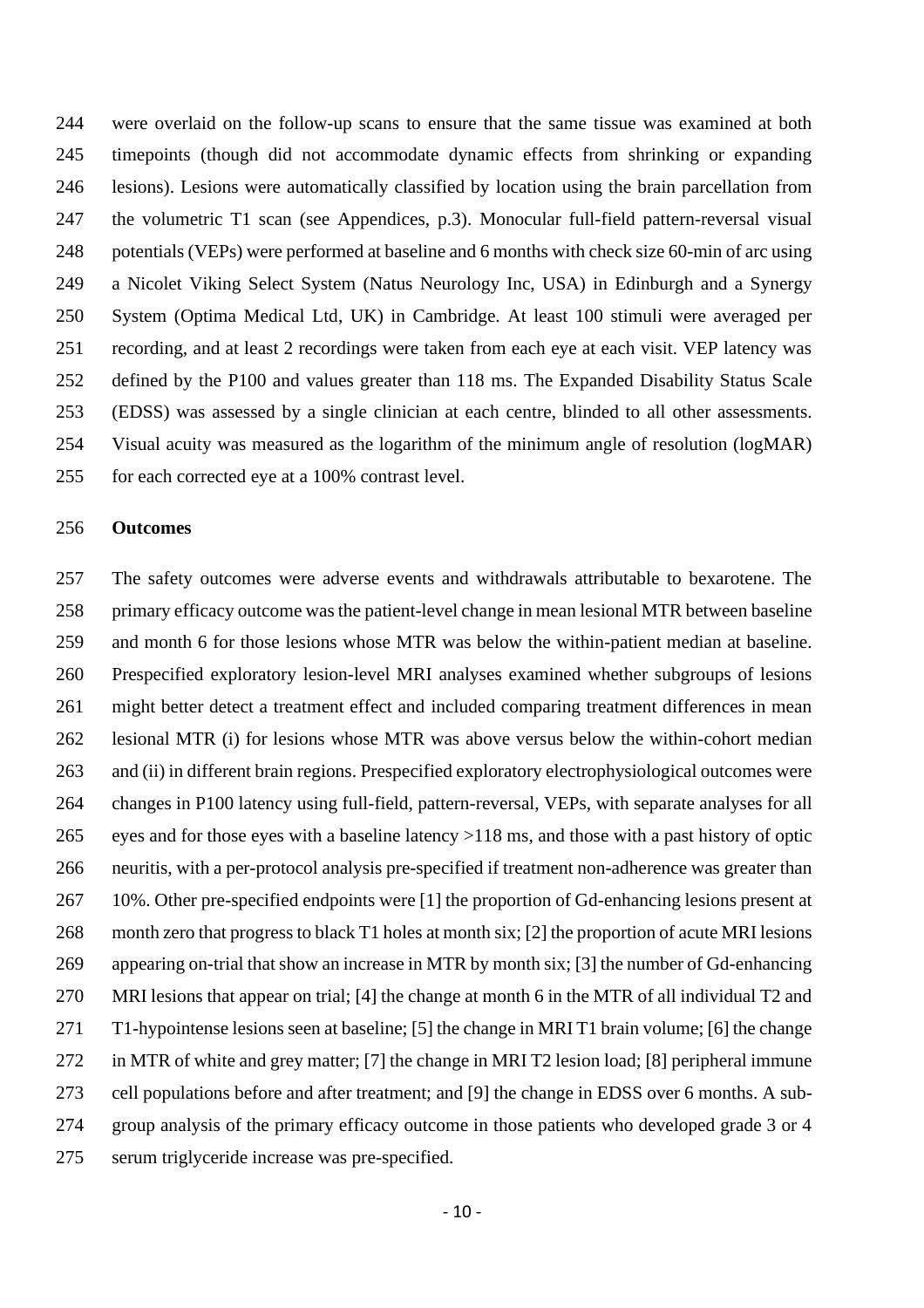were overlaid on the follow-up scans to ensure that the same tissue was examined at both timepoints (though did not accommodate dynamic effects from shrinking or expanding lesions). Lesions were automatically classified by location using the brain parcellation from the volumetric T1 scan (see Appendices, p.3). Monocular full-field pattern-reversal visual potentials (VEPs) were performed at baseline and 6 months with check size 60-min of arc using a Nicolet Viking Select System (Natus Neurology Inc, USA) in Edinburgh and a Synergy System (Optima Medical Ltd, UK) in Cambridge. At least 100 stimuli were averaged per recording, and at least 2 recordings were taken from each eye at each visit. VEP latency was defined by the P100 and values greater than 118 ms. The Expanded Disability Status Scale (EDSS) was assessed by a single clinician at each centre, blinded to all other assessments. Visual acuity was measured as the logarithm of the minimum angle of resolution (logMAR) for each corrected eye at a 100% contrast level.

**Outcomes**

The safety outcomes were adverse events and withdrawals attributable to bexarotene. The primary efficacy outcome was the patient-level change in mean lesional MTR between baseline and month 6 for those lesions whose MTR was below the within-patient median at baseline. Prespecified exploratory lesion-level MRI analyses examined whether subgroups of lesions might better detect a treatment effect and included comparing treatment differences in mean lesional MTR (i) for lesions whose MTR was above versus below the within-cohort median and (ii) in different brain regions. Prespecified exploratory electrophysiological outcomes were changes in P100 latency using full-field, pattern-reversal, VEPs, with separate analyses for all eyes and for those eyes with a baseline latency >118 ms, and those with a past history of optic neuritis, with a per-protocol analysis pre-specified if treatment non-adherence was greater than 10%. Other pre-specified endpoints were [1] the proportion of Gd-enhancing lesions present at month zero that progress to black T1 holes at month six; [2] the proportion of acute MRI lesions appearing on-trial that show an increase in MTR by month six; [3] the number of Gd-enhancing MRI lesions that appear on trial; [4] the change at month 6 in the MTR of all individual T2 and T1-hypointense lesions seen at baseline; [5] the change in MRI T1 brain volume; [6] the change in MTR of white and grey matter; [7] the change in MRI T2 lesion load; [8] peripheral immune cell populations before and after treatment; and [9] the change in EDSS over 6 months. A sub-group analysis of the primary efficacy outcome in those patients who developed grade 3 or 4 serum triglyceride increase was pre-specified.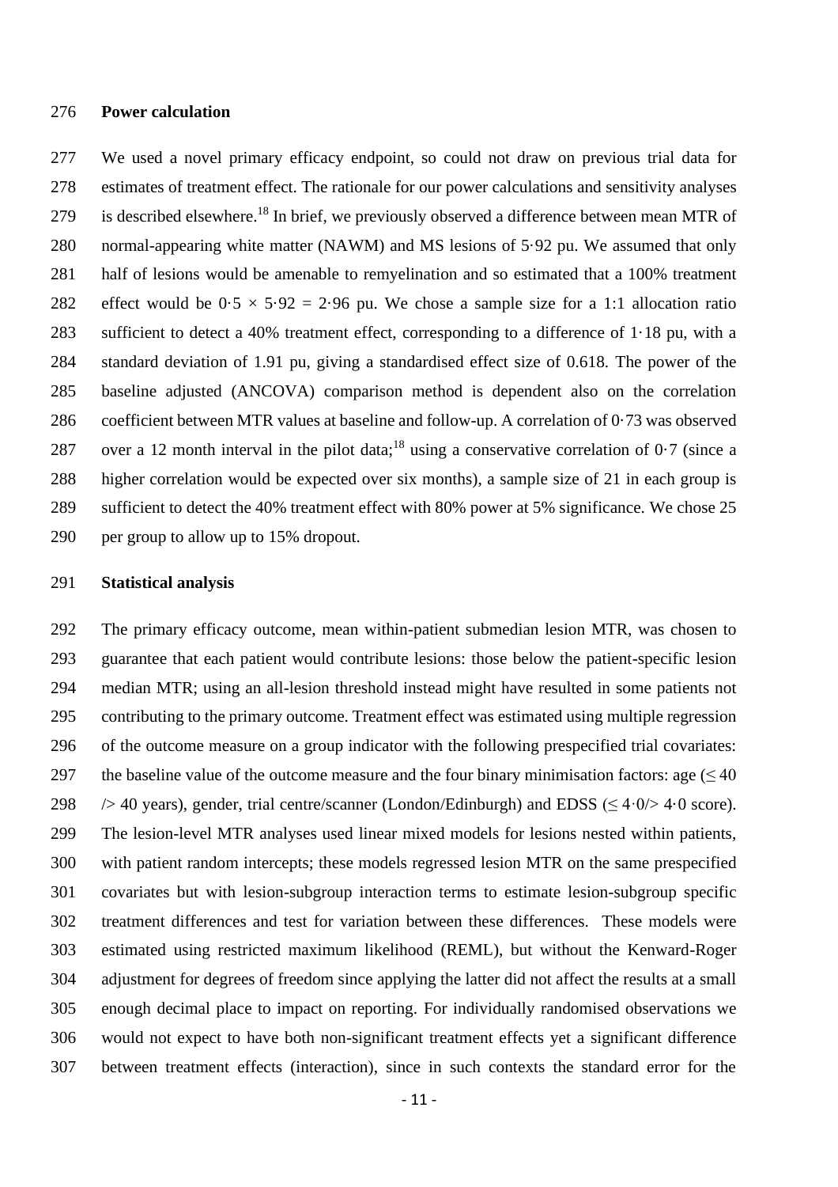**Power calculation**

We used a novel primary efficacy endpoint, so could not draw on previous trial data for estimates of treatment effect. The rationale for our power calculations and sensitivity analyses is described elsewhere.[18] In brief, we previously observed a difference between mean MTR of normal-appearing white matter (NAWM) and MS lesions of 5·92 pu. We assumed that only half of lesions would be amenable to remyelination and so estimated that a 100% treatment effect would be $0·5 \times 5·92 = 2·96$ pu. We chose a sample size for a 1:1 allocation ratio sufficient to detect a 40% treatment effect, corresponding to a difference of 1·18 pu, with a standard deviation of 1.91 pu, giving a standardised effect size of 0.618. The power of the baseline adjusted (ANCOVA) comparison method is dependent also on the correlation coefficient between MTR values at baseline and follow-up. A correlation of 0·73 was observed over a 12 month interval in the pilot data;[18] using a conservative correlation of 0·7 (since a higher correlation would be expected over six months), a sample size of 21 in each group is sufficient to detect the 40% treatment effect with 80% power at 5% significance. We chose 25 per group to allow up to 15% dropout.

**Statistical analysis**

The primary efficacy outcome, mean within-patient submedian lesion MTR, was chosen to guarantee that each patient would contribute lesions: those below the patient-specific lesion median MTR; using an all-lesion threshold instead might have resulted in some patients not contributing to the primary outcome. Treatment effect was estimated using multiple regression of the outcome measure on a group indicator with the following prespecified trial covariates: the baseline value of the outcome measure and the four binary minimisation factors: age ($\leq 40$ /> 40 years), gender, trial centre/scanner (London/Edinburgh) and EDSS ($\leq 4·0$/> 4·0 score). The lesion-level MTR analyses used linear mixed models for lesions nested within patients, with patient random intercepts; these models regressed lesion MTR on the same prespecified covariates but with lesion-subgroup interaction terms to estimate lesion-subgroup specific treatment differences and test for variation between these differences. These models were estimated using restricted maximum likelihood (REML), but without the Kenward-Roger adjustment for degrees of freedom since applying the latter did not affect the results at a small enough decimal place to impact on reporting. For individually randomised observations we would not expect to have both non-significant treatment effects yet a significant difference between treatment effects (interaction), since in such contexts the standard error for the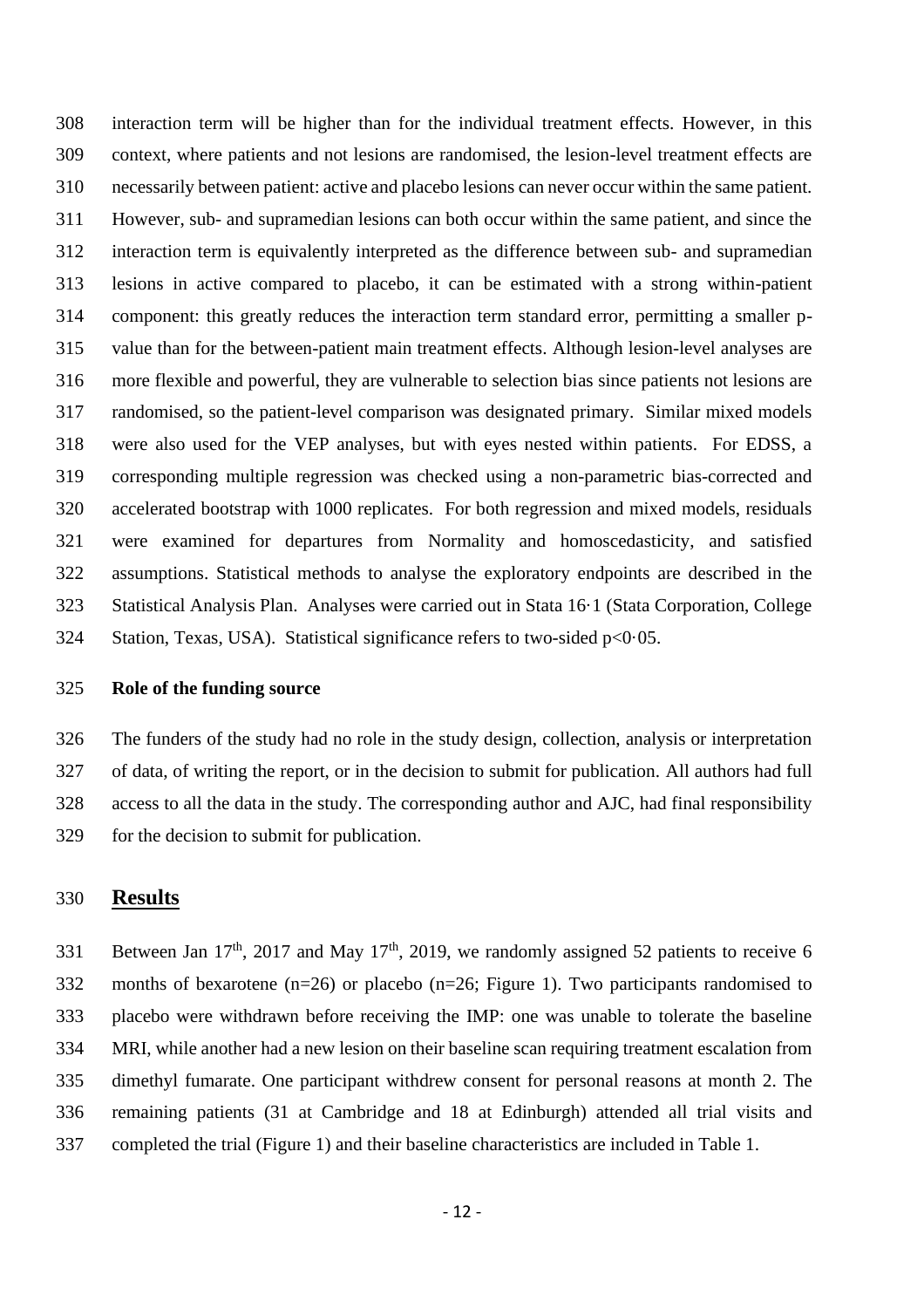interaction term will be higher than for the individual treatment effects. However, in this context, where patients and not lesions are randomised, the lesion-level treatment effects are necessarily between patient: active and placebo lesions can never occur within the same patient. However, sub- and supramedian lesions can both occur within the same patient, and since the interaction term is equivalently interpreted as the difference between sub- and supramedian lesions in active compared to placebo, it can be estimated with a strong within-patient component: this greatly reduces the interaction term standard error, permitting a smaller p-value than for the between-patient main treatment effects. Although lesion-level analyses are more flexible and powerful, they are vulnerable to selection bias since patients not lesions are randomised, so the patient-level comparison was designated primary. Similar mixed models were also used for the VEP analyses, but with eyes nested within patients. For EDSS, a corresponding multiple regression was checked using a non-parametric bias-corrected and accelerated bootstrap with 1000 replicates. For both regression and mixed models, residuals were examined for departures from Normality and homoscedasticity, and satisfied assumptions. Statistical methods to analyse the exploratory endpoints are described in the Statistical Analysis Plan. Analyses were carried out in Stata 16·1 (Stata Corporation, College Station, Texas, USA). Statistical significance refers to two-sided $p<0{\cdot}05$.

**Role of the funding source**

The funders of the study had no role in the study design, collection, analysis or interpretation of data, of writing the report, or in the decision to submit for publication. All authors had full access to all the data in the study. The corresponding author and AJC, had final responsibility for the decision to submit for publication.

## Results

Between Jan 17th, 2017 and May 17th, 2019, we randomly assigned 52 patients to receive 6 months of bexarotene (n=26) or placebo (n=26; Figure 1). Two participants randomised to placebo were withdrawn before receiving the IMP: one was unable to tolerate the baseline MRI, while another had a new lesion on their baseline scan requiring treatment escalation from dimethyl fumarate. One participant withdrew consent for personal reasons at month 2. The remaining patients (31 at Cambridge and 18 at Edinburgh) attended all trial visits and completed the trial (Figure 1) and their baseline characteristics are included in Table 1.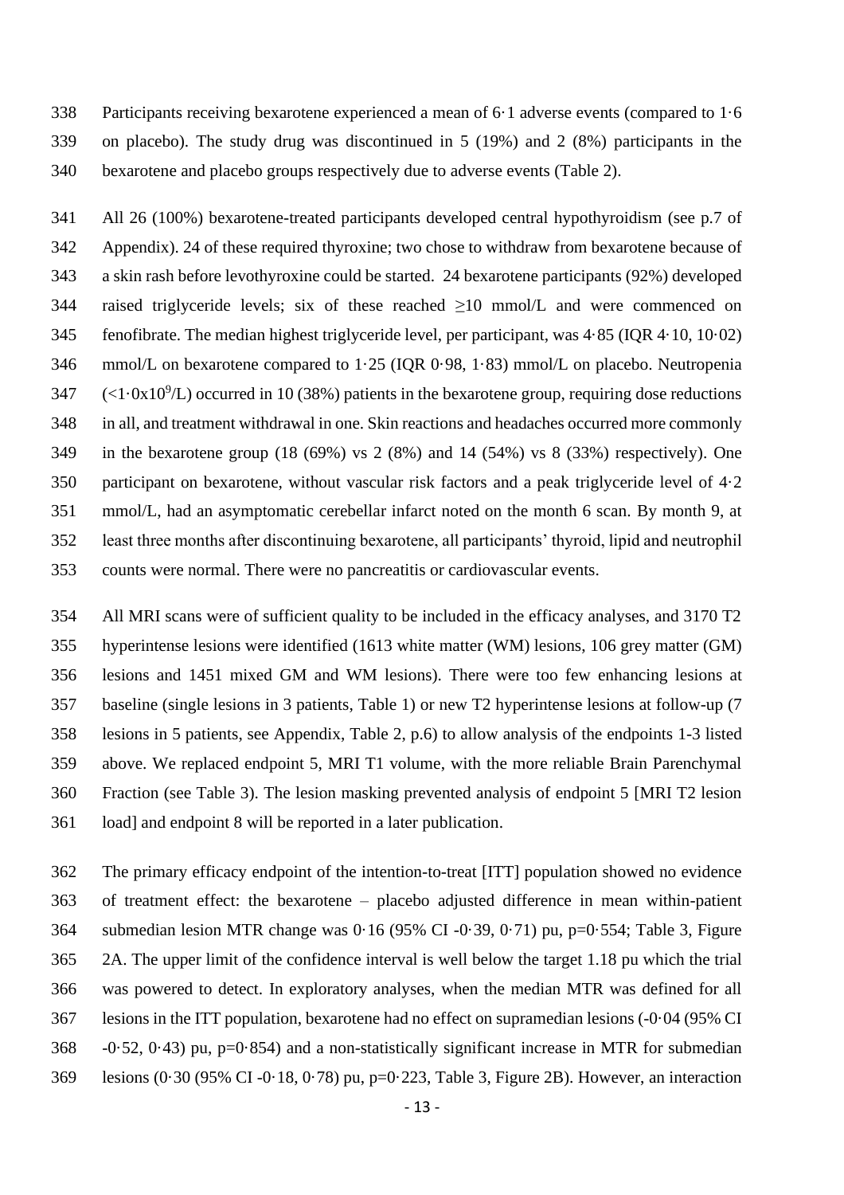Participants receiving bexarotene experienced a mean of 6·1 adverse events (compared to 1·6 on placebo). The study drug was discontinued in 5 (19%) and 2 (8%) participants in the bexarotene and placebo groups respectively due to adverse events (Table 2).

All 26 (100%) bexarotene-treated participants developed central hypothyroidism (see p.7 of Appendix). 24 of these required thyroxine; two chose to withdraw from bexarotene because of a skin rash before levothyroxine could be started. 24 bexarotene participants (92%) developed raised triglyceride levels; six of these reached ≥10 mmol/L and were commenced on fenofibrate. The median highest triglyceride level, per participant, was 4·85 (IQR 4·10, 10·02) mmol/L on bexarotene compared to 1·25 (IQR 0·98, 1·83) mmol/L on placebo. Neutropenia ($<1{\cdot}0\text{x}10^9$/L) occurred in 10 (38%) patients in the bexarotene group, requiring dose reductions in all, and treatment withdrawal in one. Skin reactions and headaches occurred more commonly in the bexarotene group (18 (69%) vs 2 (8%) and 14 (54%) vs 8 (33%) respectively). One participant on bexarotene, without vascular risk factors and a peak triglyceride level of 4·2 mmol/L, had an asymptomatic cerebellar infarct noted on the month 6 scan. By month 9, at least three months after discontinuing bexarotene, all participants' thyroid, lipid and neutrophil counts were normal. There were no pancreatitis or cardiovascular events.

All MRI scans were of sufficient quality to be included in the efficacy analyses, and 3170 T2 hyperintense lesions were identified (1613 white matter (WM) lesions, 106 grey matter (GM) lesions and 1451 mixed GM and WM lesions). There were too few enhancing lesions at baseline (single lesions in 3 patients, Table 1) or new T2 hyperintense lesions at follow-up (7 lesions in 5 patients, see Appendix, Table 2, p.6) to allow analysis of the endpoints 1-3 listed above. We replaced endpoint 5, MRI T1 volume, with the more reliable Brain Parenchymal Fraction (see Table 3). The lesion masking prevented analysis of endpoint 5 [MRI T2 lesion load] and endpoint 8 will be reported in a later publication.

The primary efficacy endpoint of the intention-to-treat [ITT] population showed no evidence of treatment effect: the bexarotene – placebo adjusted difference in mean within-patient submedian lesion MTR change was 0·16 (95% CI -0·39, 0·71) pu, p=0·554; Table 3, Figure 2A. The upper limit of the confidence interval is well below the target 1.18 pu which the trial was powered to detect. In exploratory analyses, when the median MTR was defined for all lesions in the ITT population, bexarotene had no effect on supramedian lesions (-0·04 (95% CI -0·52, 0·43) pu, p=0·854) and a non-statistically significant increase in MTR for submedian lesions (0·30 (95% CI -0·18, 0·78) pu, p=0·223, Table 3, Figure 2B). However, an interaction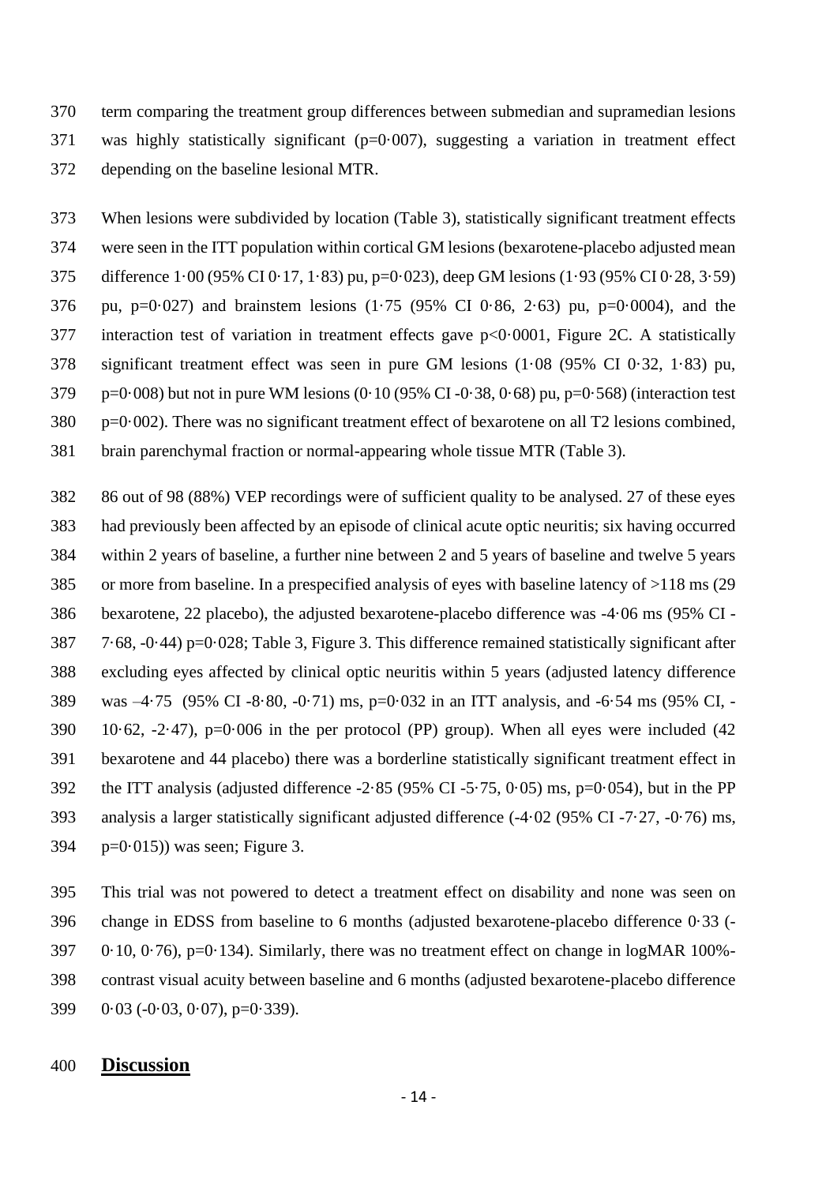term comparing the treatment group differences between submedian and supramedian lesions was highly statistically significant (p=0·007), suggesting a variation in treatment effect depending on the baseline lesional MTR.

When lesions were subdivided by location (Table 3), statistically significant treatment effects were seen in the ITT population within cortical GM lesions (bexarotene-placebo adjusted mean difference 1·00 (95% CI 0·17, 1·83) pu, p=0·023), deep GM lesions (1·93 (95% CI 0·28, 3·59) pu, p=0·027) and brainstem lesions (1·75 (95% CI 0·86, 2·63) pu, p=0·0004), and the interaction test of variation in treatment effects gave p<0·0001, Figure 2C. A statistically significant treatment effect was seen in pure GM lesions (1·08 (95% CI 0·32, 1·83) pu, p=0·008) but not in pure WM lesions (0·10 (95% CI -0·38, 0·68) pu, p=0·568) (interaction test p=0·002). There was no significant treatment effect of bexarotene on all T2 lesions combined, brain parenchymal fraction or normal-appearing whole tissue MTR (Table 3).

86 out of 98 (88%) VEP recordings were of sufficient quality to be analysed. 27 of these eyes had previously been affected by an episode of clinical acute optic neuritis; six having occurred within 2 years of baseline, a further nine between 2 and 5 years of baseline and twelve 5 years or more from baseline. In a prespecified analysis of eyes with baseline latency of >118 ms (29 bexarotene, 22 placebo), the adjusted bexarotene-placebo difference was -4·06 ms (95% CI -7·68, -0·44) p=0·028; Table 3, Figure 3. This difference remained statistically significant after excluding eyes affected by clinical optic neuritis within 5 years (adjusted latency difference was –4·75 (95% CI -8·80, -0·71) ms, p=0·032 in an ITT analysis, and -6·54 ms (95% CI, -10·62, -2·47), p=0·006 in the per protocol (PP) group). When all eyes were included (42 bexarotene and 44 placebo) there was a borderline statistically significant treatment effect in the ITT analysis (adjusted difference -2·85 (95% CI -5·75, 0·05) ms, p=0·054), but in the PP analysis a larger statistically significant adjusted difference (-4·02 (95% CI -7·27, -0·76) ms, p=0·015)) was seen; Figure 3.

This trial was not powered to detect a treatment effect on disability and none was seen on change in EDSS from baseline to 6 months (adjusted bexarotene-placebo difference 0·33 (-0·10, 0·76), p=0·134). Similarly, there was no treatment effect on change in logMAR 100%-contrast visual acuity between baseline and 6 months (adjusted bexarotene-placebo difference 0·03 (-0·03, 0·07), p=0·339).

## Discussion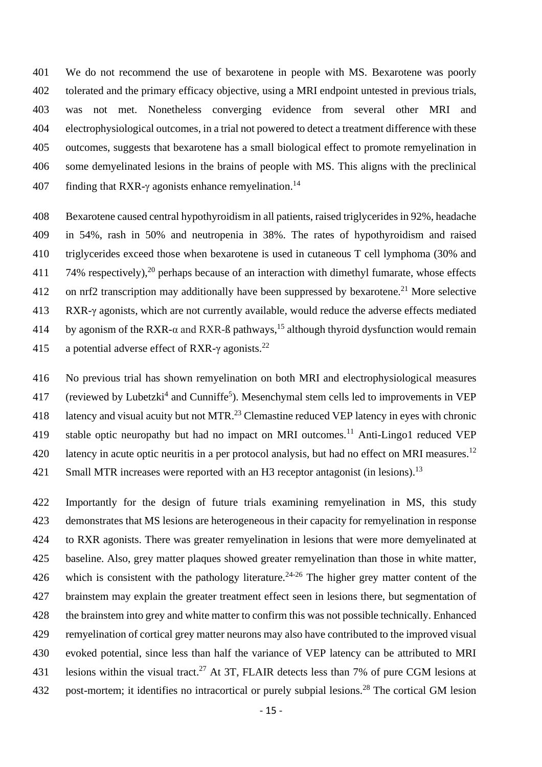We do not recommend the use of bexarotene in people with MS. Bexarotene was poorly tolerated and the primary efficacy objective, using a MRI endpoint untested in previous trials, was not met. Nonetheless converging evidence from several other MRI and electrophysiological outcomes, in a trial not powered to detect a treatment difference with these outcomes, suggests that bexarotene has a small biological effect to promote remyelination in some demyelinated lesions in the brains of people with MS. This aligns with the preclinical finding that RXR-γ agonists enhance remyelination.[14]

Bexarotene caused central hypothyroidism in all patients, raised triglycerides in 92%, headache in 54%, rash in 50% and neutropenia in 38%. The rates of hypothyroidism and raised triglycerides exceed those when bexarotene is used in cutaneous T cell lymphoma (30% and 74% respectively),[20] perhaps because of an interaction with dimethyl fumarate, whose effects on nrf2 transcription may additionally have been suppressed by bexarotene.[21] More selective RXR-γ agonists, which are not currently available, would reduce the adverse effects mediated by agonism of the RXR-α and RXR-ß pathways,[15] although thyroid dysfunction would remain a potential adverse effect of RXR-γ agonists.[22]

No previous trial has shown remyelination on both MRI and electrophysiological measures (reviewed by Lubetzki[4] and Cunniffe[5]). Mesenchymal stem cells led to improvements in VEP latency and visual acuity but not MTR.[23] Clemastine reduced VEP latency in eyes with chronic stable optic neuropathy but had no impact on MRI outcomes.[11] Anti-Lingo1 reduced VEP latency in acute optic neuritis in a per protocol analysis, but had no effect on MRI measures.[12] Small MTR increases were reported with an H3 receptor antagonist (in lesions).[13]

Importantly for the design of future trials examining remyelination in MS, this study demonstrates that MS lesions are heterogeneous in their capacity for remyelination in response to RXR agonists. There was greater remyelination in lesions that were more demyelinated at baseline. Also, grey matter plaques showed greater remyelination than those in white matter, which is consistent with the pathology literature.[24-26] The higher grey matter content of the brainstem may explain the greater treatment effect seen in lesions there, but segmentation of the brainstem into grey and white matter to confirm this was not possible technically. Enhanced remyelination of cortical grey matter neurons may also have contributed to the improved visual evoked potential, since less than half the variance of VEP latency can be attributed to MRI lesions within the visual tract.[27] At 3T, FLAIR detects less than 7% of pure CGM lesions at post-mortem; it identifies no intracortical or purely subpial lesions.[28] The cortical GM lesion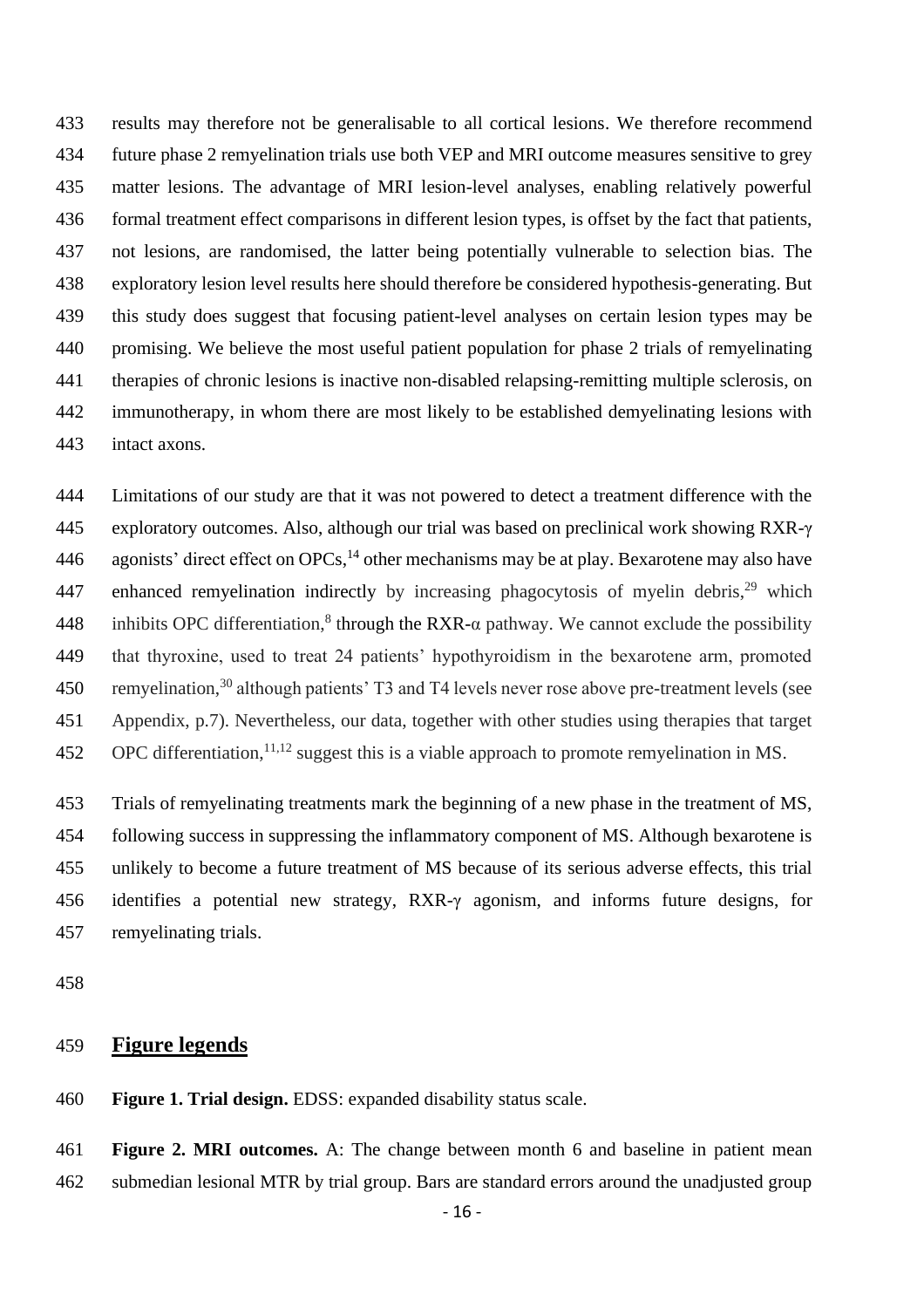results may therefore not be generalisable to all cortical lesions. We therefore recommend future phase 2 remyelination trials use both VEP and MRI outcome measures sensitive to grey matter lesions. The advantage of MRI lesion-level analyses, enabling relatively powerful formal treatment effect comparisons in different lesion types, is offset by the fact that patients, not lesions, are randomised, the latter being potentially vulnerable to selection bias. The exploratory lesion level results here should therefore be considered hypothesis-generating. But this study does suggest that focusing patient-level analyses on certain lesion types may be promising. We believe the most useful patient population for phase 2 trials of remyelinating therapies of chronic lesions is inactive non-disabled relapsing-remitting multiple sclerosis, on immunotherapy, in whom there are most likely to be established demyelinating lesions with intact axons.

Limitations of our study are that it was not powered to detect a treatment difference with the exploratory outcomes. Also, although our trial was based on preclinical work showing RXR-γ agonists' direct effect on OPCs,[14] other mechanisms may be at play. Bexarotene may also have enhanced remyelination indirectly by increasing phagocytosis of myelin debris,[29] which inhibits OPC differentiation,[8] through the RXR-α pathway. We cannot exclude the possibility that thyroxine, used to treat 24 patients' hypothyroidism in the bexarotene arm, promoted remyelination,[30] although patients' T3 and T4 levels never rose above pre-treatment levels (see Appendix, p.7). Nevertheless, our data, together with other studies using therapies that target OPC differentiation,[11,12] suggest this is a viable approach to promote remyelination in MS.

Trials of remyelinating treatments mark the beginning of a new phase in the treatment of MS, following success in suppressing the inflammatory component of MS. Although bexarotene is unlikely to become a future treatment of MS because of its serious adverse effects, this trial identifies a potential new strategy, RXR-γ agonism, and informs future designs, for remyelinating trials.

## Figure legends

**Figure 1. Trial design.** EDSS: expanded disability status scale.

**Figure 2. MRI outcomes.** A: The change between month 6 and baseline in patient mean submedian lesional MTR by trial group. Bars are standard errors around the unadjusted group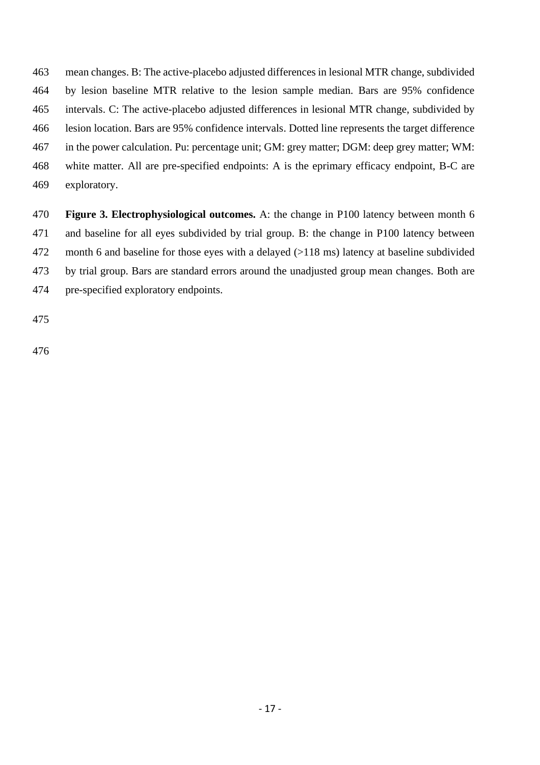mean changes. B: The active-placebo adjusted differences in lesional MTR change, subdivided by lesion baseline MTR relative to the lesion sample median. Bars are 95% confidence intervals. C: The active-placebo adjusted differences in lesional MTR change, subdivided by lesion location. Bars are 95% confidence intervals. Dotted line represents the target difference in the power calculation. Pu: percentage unit; GM: grey matter; DGM: deep grey matter; WM: white matter. All are pre-specified endpoints: A is the eprimary efficacy endpoint, B-C are exploratory.

**Figure 3. Electrophysiological outcomes.** A: the change in P100 latency between month 6 and baseline for all eyes subdivided by trial group. B: the change in P100 latency between month 6 and baseline for those eyes with a delayed (>118 ms) latency at baseline subdivided by trial group. Bars are standard errors around the unadjusted group mean changes. Both are pre-specified exploratory endpoints.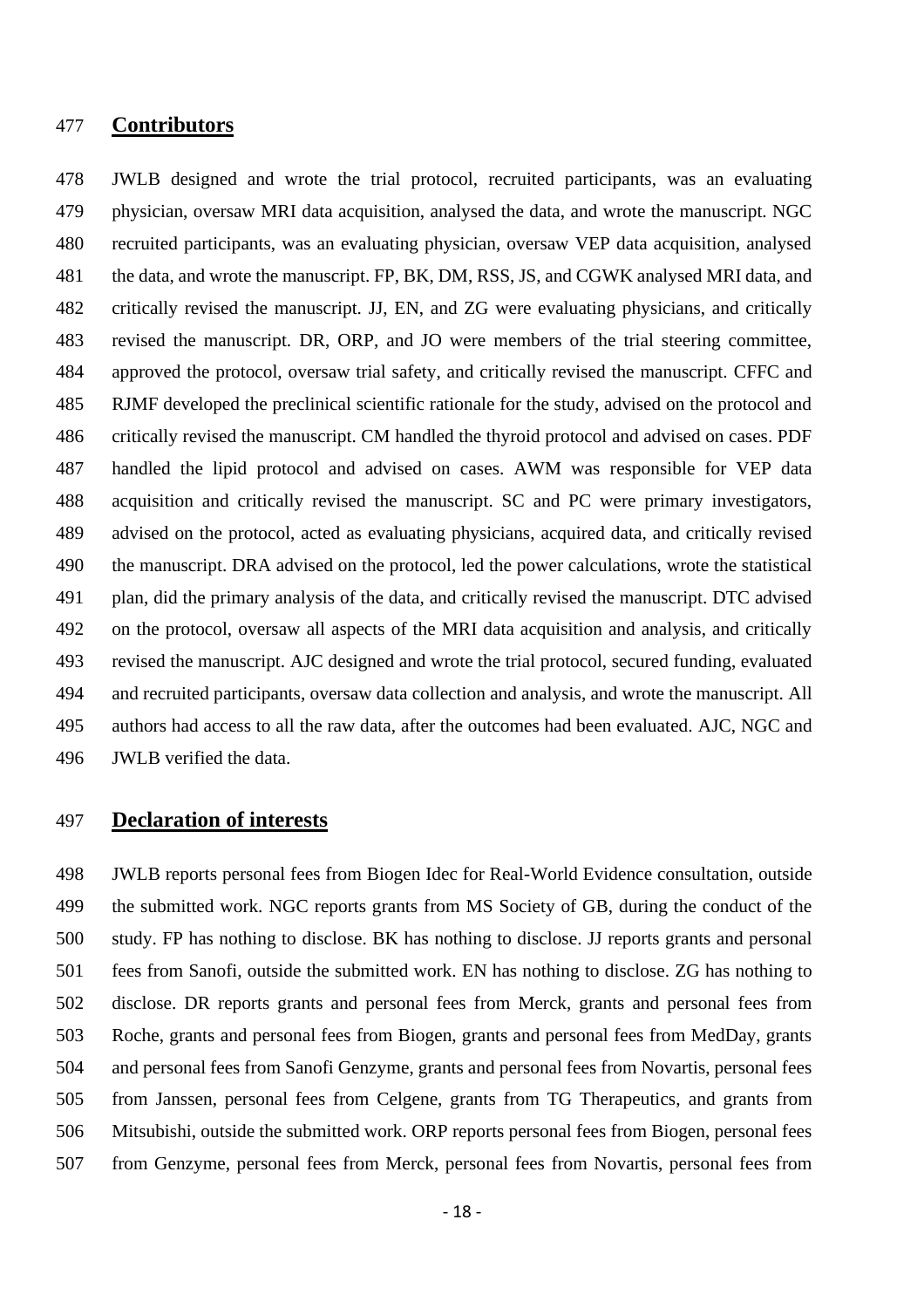## Contributors

JWLB designed and wrote the trial protocol, recruited participants, was an evaluating physician, oversaw MRI data acquisition, analysed the data, and wrote the manuscript. NGC recruited participants, was an evaluating physician, oversaw VEP data acquisition, analysed the data, and wrote the manuscript. FP, BK, DM, RSS, JS, and CGWK analysed MRI data, and critically revised the manuscript. JJ, EN, and ZG were evaluating physicians, and critically revised the manuscript. DR, ORP, and JO were members of the trial steering committee, approved the protocol, oversaw trial safety, and critically revised the manuscript. CFFC and RJMF developed the preclinical scientific rationale for the study, advised on the protocol and critically revised the manuscript. CM handled the thyroid protocol and advised on cases. PDF handled the lipid protocol and advised on cases. AWM was responsible for VEP data acquisition and critically revised the manuscript. SC and PC were primary investigators, advised on the protocol, acted as evaluating physicians, acquired data, and critically revised the manuscript. DRA advised on the protocol, led the power calculations, wrote the statistical plan, did the primary analysis of the data, and critically revised the manuscript. DTC advised on the protocol, oversaw all aspects of the MRI data acquisition and analysis, and critically revised the manuscript. AJC designed and wrote the trial protocol, secured funding, evaluated and recruited participants, oversaw data collection and analysis, and wrote the manuscript. All authors had access to all the raw data, after the outcomes had been evaluated. AJC, NGC and JWLB verified the data.

## Declaration of interests

JWLB reports personal fees from Biogen Idec for Real-World Evidence consultation, outside the submitted work. NGC reports grants from MS Society of GB, during the conduct of the study. FP has nothing to disclose. BK has nothing to disclose. JJ reports grants and personal fees from Sanofi, outside the submitted work. EN has nothing to disclose. ZG has nothing to disclose. DR reports grants and personal fees from Merck, grants and personal fees from Roche, grants and personal fees from Biogen, grants and personal fees from MedDay, grants and personal fees from Sanofi Genzyme, grants and personal fees from Novartis, personal fees from Janssen, personal fees from Celgene, grants from TG Therapeutics, and grants from Mitsubishi, outside the submitted work. ORP reports personal fees from Biogen, personal fees from Genzyme, personal fees from Merck, personal fees from Novartis, personal fees from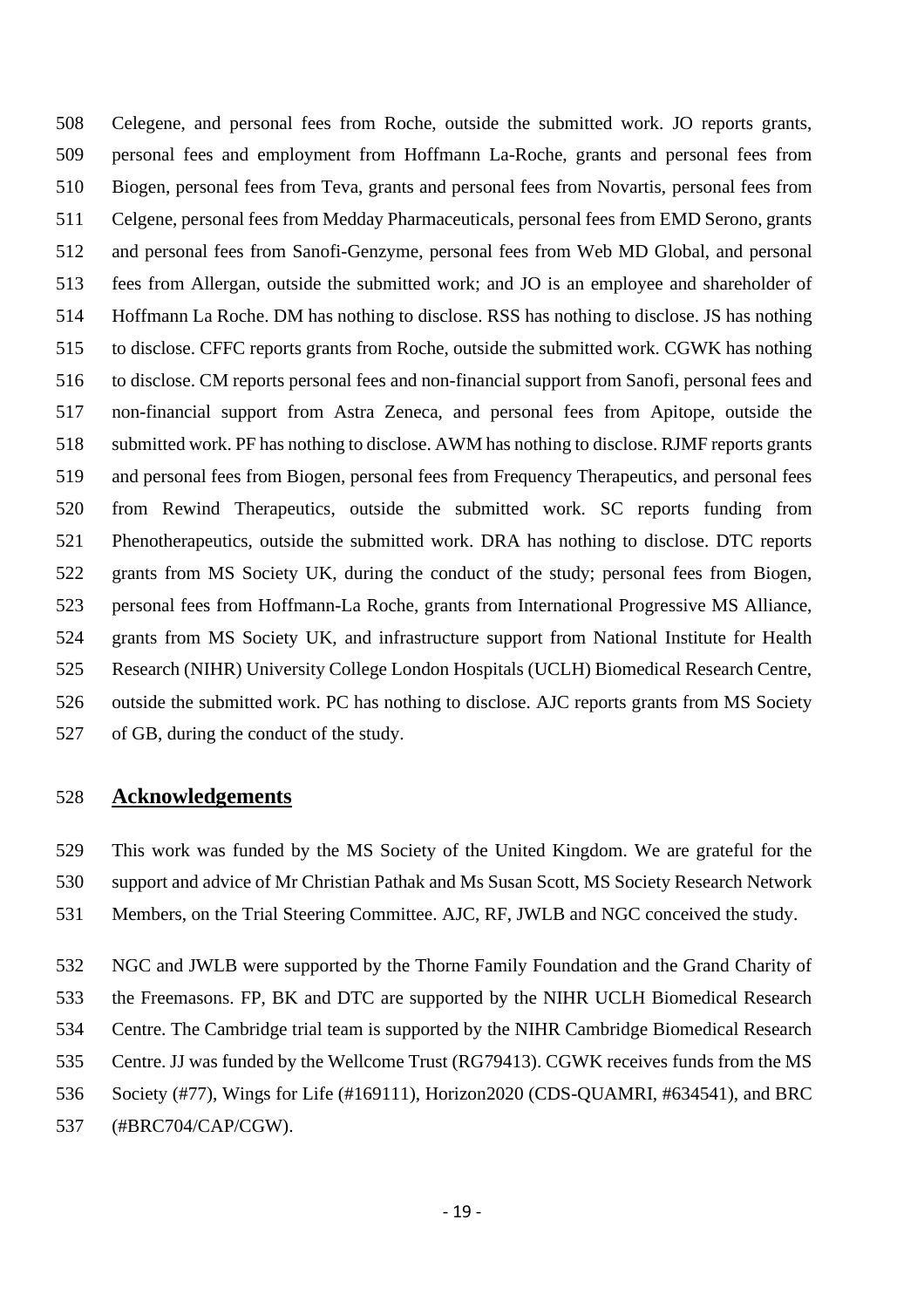Celegene, and personal fees from Roche, outside the submitted work. JO reports grants, personal fees and employment from Hoffmann La-Roche, grants and personal fees from Biogen, personal fees from Teva, grants and personal fees from Novartis, personal fees from Celgene, personal fees from Medday Pharmaceuticals, personal fees from EMD Serono, grants and personal fees from Sanofi-Genzyme, personal fees from Web MD Global, and personal fees from Allergan, outside the submitted work; and JO is an employee and shareholder of Hoffmann La Roche. DM has nothing to disclose. RSS has nothing to disclose. JS has nothing to disclose. CFFC reports grants from Roche, outside the submitted work. CGWK has nothing to disclose. CM reports personal fees and non-financial support from Sanofi, personal fees and non-financial support from Astra Zeneca, and personal fees from Apitope, outside the submitted work. PF has nothing to disclose. AWM has nothing to disclose. RJMF reports grants and personal fees from Biogen, personal fees from Frequency Therapeutics, and personal fees from Rewind Therapeutics, outside the submitted work. SC reports funding from Phenotherapeutics, outside the submitted work. DRA has nothing to disclose. DTC reports grants from MS Society UK, during the conduct of the study; personal fees from Biogen, personal fees from Hoffmann-La Roche, grants from International Progressive MS Alliance, grants from MS Society UK, and infrastructure support from National Institute for Health Research (NIHR) University College London Hospitals (UCLH) Biomedical Research Centre, outside the submitted work. PC has nothing to disclose. AJC reports grants from MS Society of GB, during the conduct of the study.

## Acknowledgements

This work was funded by the MS Society of the United Kingdom. We are grateful for the support and advice of Mr Christian Pathak and Ms Susan Scott, MS Society Research Network Members, on the Trial Steering Committee. AJC, RF, JWLB and NGC conceived the study.

NGC and JWLB were supported by the Thorne Family Foundation and the Grand Charity of the Freemasons. FP, BK and DTC are supported by the NIHR UCLH Biomedical Research Centre. The Cambridge trial team is supported by the NIHR Cambridge Biomedical Research Centre. JJ was funded by the Wellcome Trust (RG79413). CGWK receives funds from the MS Society (#77), Wings for Life (#169111), Horizon2020 (CDS-QUAMRI, #634541), and BRC (#BRC704/CAP/CGW).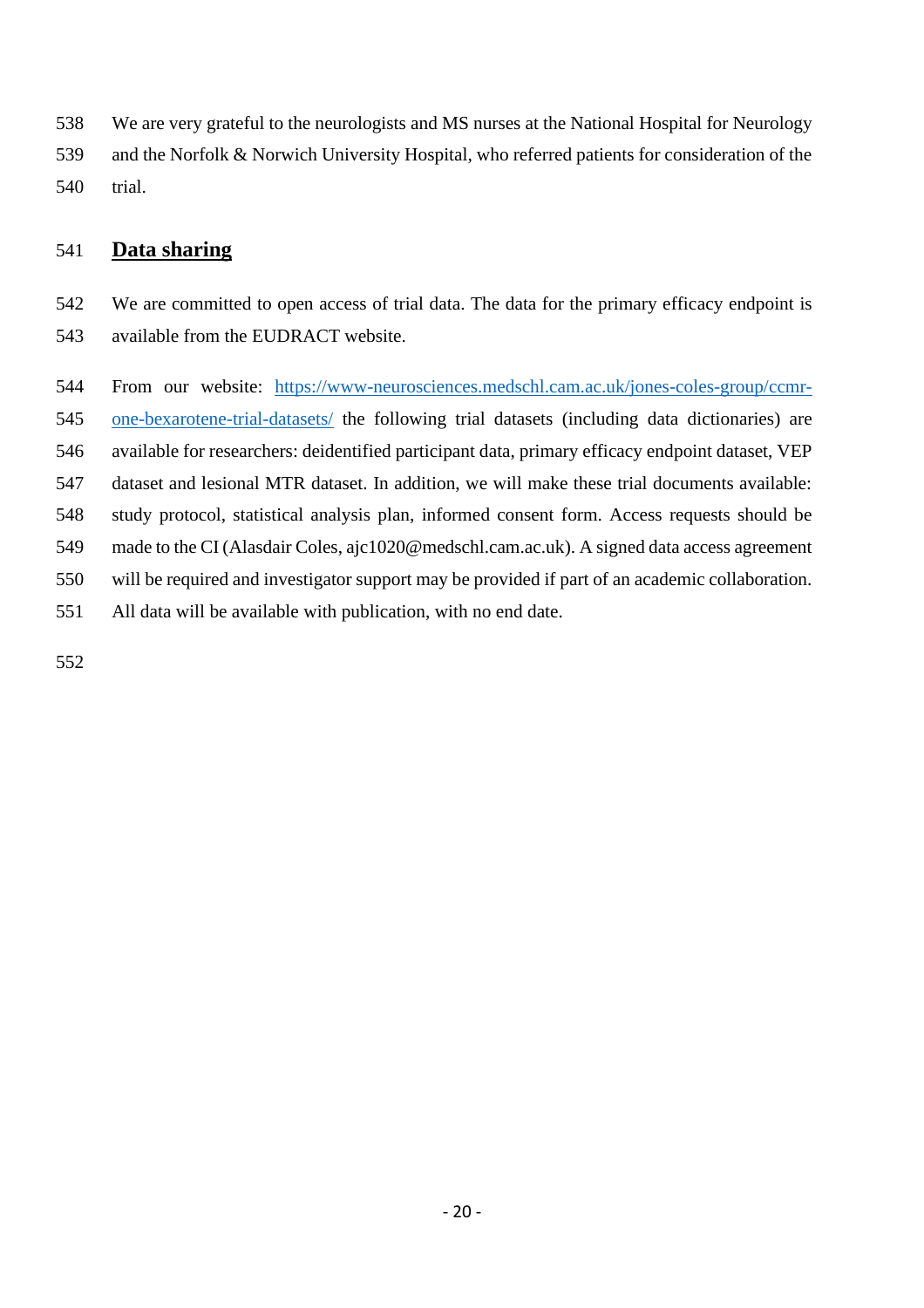We are very grateful to the neurologists and MS nurses at the National Hospital for Neurology and the Norfolk & Norwich University Hospital, who referred patients for consideration of the trial.

## Data sharing

We are committed to open access of trial data. The data for the primary efficacy endpoint is available from the EUDRACT website.

From our website: [https://www-neurosciences.medschl.cam.ac.uk/jones-coles-group/ccmr-one-bexarotene-trial-datasets/](https://www-neurosciences.medschl.cam.ac.uk/jones-coles-group/ccmr-one-bexarotene-trial-datasets/) the following trial datasets (including data dictionaries) are available for researchers: deidentified participant data, primary efficacy endpoint dataset, VEP dataset and lesional MTR dataset. In addition, we will make these trial documents available: study protocol, statistical analysis plan, informed consent form. Access requests should be made to the CI (Alasdair Coles, ajc1020@medschl.cam.ac.uk). A signed data access agreement will be required and investigator support may be provided if part of an academic collaboration. All data will be available with publication, with no end date.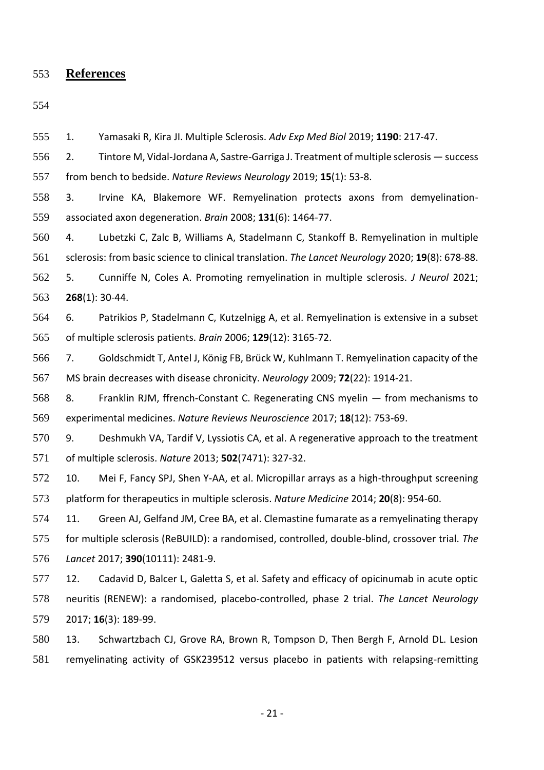## References

1. Yamasaki R, Kira JI. Multiple Sclerosis. *Adv Exp Med Biol* 2019; **1190**: 217-47.
2. Tintore M, Vidal-Jordana A, Sastre-Garriga J. Treatment of multiple sclerosis — success from bench to bedside. *Nature Reviews Neurology* 2019; **15**(1): 53-8.
3. Irvine KA, Blakemore WF. Remyelination protects axons from demyelination-associated axon degeneration. *Brain* 2008; **131**(6): 1464-77.
4. Lubetzki C, Zalc B, Williams A, Stadelmann C, Stankoff B. Remyelination in multiple sclerosis: from basic science to clinical translation. *The Lancet Neurology* 2020; **19**(8): 678-88.
5. Cunniffe N, Coles A. Promoting remyelination in multiple sclerosis. *J Neurol* 2021; **268**(1): 30-44.
6. Patrikios P, Stadelmann C, Kutzelnigg A, et al. Remyelination is extensive in a subset of multiple sclerosis patients. *Brain* 2006; **129**(12): 3165-72.
7. Goldschmidt T, Antel J, König FB, Brück W, Kuhlmann T. Remyelination capacity of the MS brain decreases with disease chronicity. *Neurology* 2009; **72**(22): 1914-21.
8. Franklin RJM, ffrench-Constant C. Regenerating CNS myelin — from mechanisms to experimental medicines. *Nature Reviews Neuroscience* 2017; **18**(12): 753-69.
9. Deshmukh VA, Tardif V, Lyssiotis CA, et al. A regenerative approach to the treatment of multiple sclerosis. *Nature* 2013; **502**(7471): 327-32.
10. Mei F, Fancy SPJ, Shen Y-AA, et al. Micropillar arrays as a high-throughput screening platform for therapeutics in multiple sclerosis. *Nature Medicine* 2014; **20**(8): 954-60.
11. Green AJ, Gelfand JM, Cree BA, et al. Clemastine fumarate as a remyelinating therapy for multiple sclerosis (ReBUILD): a randomised, controlled, double-blind, crossover trial. *The Lancet* 2017; **390**(10111): 2481-9.
12. Cadavid D, Balcer L, Galetta S, et al. Safety and efficacy of opicinumab in acute optic neuritis (RENEW): a randomised, placebo-controlled, phase 2 trial. *The Lancet Neurology* 2017; **16**(3): 189-99.
13. Schwartzbach CJ, Grove RA, Brown R, Tompson D, Then Bergh F, Arnold DL. Lesion remyelinating activity of GSK239512 versus placebo in patients with relapsing-remitting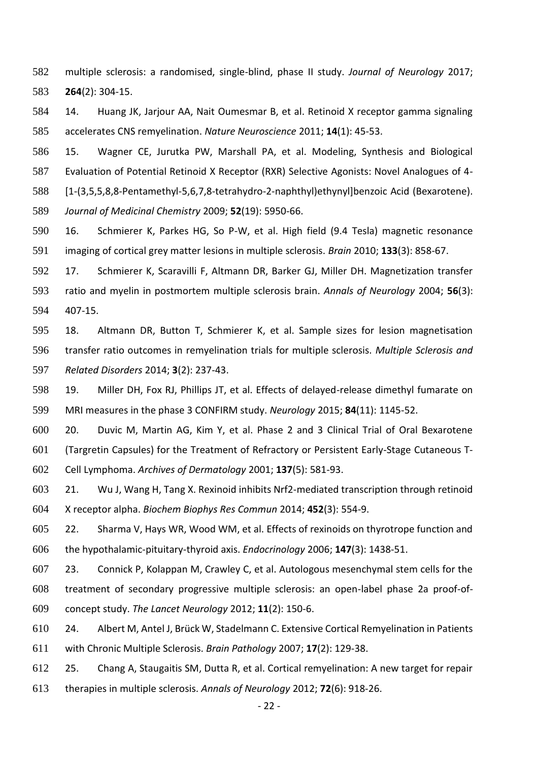multiple sclerosis: a randomised, single-blind, phase II study. *Journal of Neurology* 2017; **264**(2): 304-15.

14. Huang JK, Jarjour AA, Nait Oumesmar B, et al. Retinoid X receptor gamma signaling accelerates CNS remyelination. *Nature Neuroscience* 2011; **14**(1): 45-53.

15. Wagner CE, Jurutka PW, Marshall PA, et al. Modeling, Synthesis and Biological Evaluation of Potential Retinoid X Receptor (RXR) Selective Agonists: Novel Analogues of 4-[1-(3,5,5,8,8-Pentamethyl-5,6,7,8-tetrahydro-2-naphthyl)ethynyl]benzoic Acid (Bexarotene). *Journal of Medicinal Chemistry* 2009; **52**(19): 5950-66.

16. Schmierer K, Parkes HG, So P-W, et al. High field (9.4 Tesla) magnetic resonance imaging of cortical grey matter lesions in multiple sclerosis. *Brain* 2010; **133**(3): 858-67.

17. Schmierer K, Scaravilli F, Altmann DR, Barker GJ, Miller DH. Magnetization transfer ratio and myelin in postmortem multiple sclerosis brain. *Annals of Neurology* 2004; **56**(3): 407-15.

18. Altmann DR, Button T, Schmierer K, et al. Sample sizes for lesion magnetisation transfer ratio outcomes in remyelination trials for multiple sclerosis. *Multiple Sclerosis and Related Disorders* 2014; **3**(2): 237-43.

19. Miller DH, Fox RJ, Phillips JT, et al. Effects of delayed-release dimethyl fumarate on MRI measures in the phase 3 CONFIRM study. *Neurology* 2015; **84**(11): 1145-52.

20. Duvic M, Martin AG, Kim Y, et al. Phase 2 and 3 Clinical Trial of Oral Bexarotene (Targretin Capsules) for the Treatment of Refractory or Persistent Early-Stage Cutaneous T-Cell Lymphoma. *Archives of Dermatology* 2001; **137**(5): 581-93.

21. Wu J, Wang H, Tang X. Rexinoid inhibits Nrf2-mediated transcription through retinoid X receptor alpha. *Biochem Biophys Res Commun* 2014; **452**(3): 554-9.

22. Sharma V, Hays WR, Wood WM, et al. Effects of rexinoids on thyrotrope function and the hypothalamic-pituitary-thyroid axis. *Endocrinology* 2006; **147**(3): 1438-51.

23. Connick P, Kolappan M, Crawley C, et al. Autologous mesenchymal stem cells for the treatment of secondary progressive multiple sclerosis: an open-label phase 2a proof-of-concept study. *The Lancet Neurology* 2012; **11**(2): 150-6.

24. Albert M, Antel J, Brück W, Stadelmann C. Extensive Cortical Remyelination in Patients with Chronic Multiple Sclerosis. *Brain Pathology* 2007; **17**(2): 129-38.

25. Chang A, Staugaitis SM, Dutta R, et al. Cortical remyelination: A new target for repair therapies in multiple sclerosis. *Annals of Neurology* 2012; **72**(6): 918-26.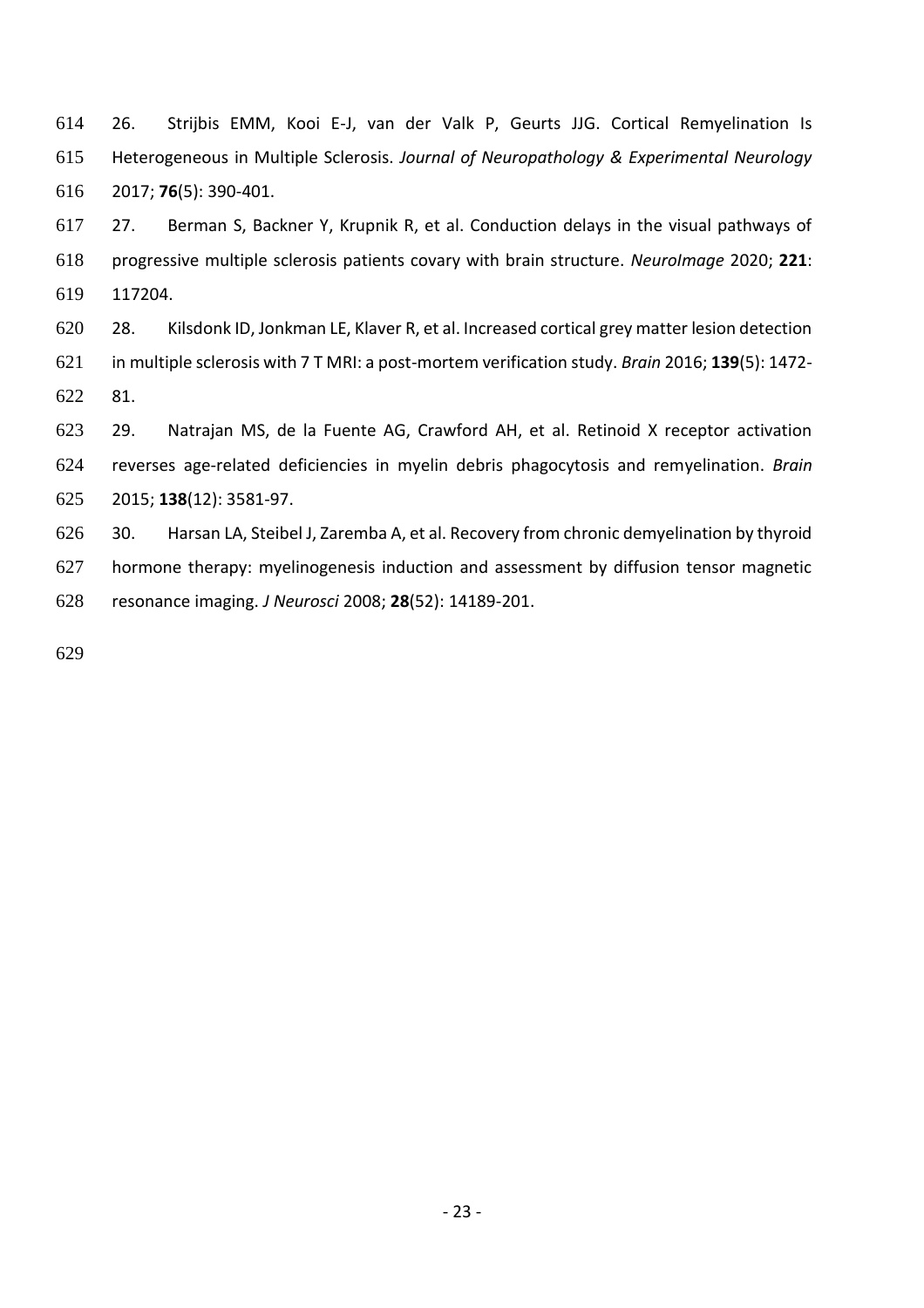26. Strijbis EMM, Kooi E-J, van der Valk P, Geurts JJG. Cortical Remyelination Is Heterogeneous in Multiple Sclerosis. *Journal of Neuropathology & Experimental Neurology* 2017; **76**(5): 390-401.

27. Berman S, Backner Y, Krupnik R, et al. Conduction delays in the visual pathways of progressive multiple sclerosis patients covary with brain structure. *NeuroImage* 2020; **221**: 117204.

28. Kilsdonk ID, Jonkman LE, Klaver R, et al. Increased cortical grey matter lesion detection in multiple sclerosis with 7 T MRI: a post-mortem verification study. *Brain* 2016; **139**(5): 1472-81.

29. Natrajan MS, de la Fuente AG, Crawford AH, et al. Retinoid X receptor activation reverses age-related deficiencies in myelin debris phagocytosis and remyelination. *Brain* 2015; **138**(12): 3581-97.

30. Harsan LA, Steibel J, Zaremba A, et al. Recovery from chronic demyelination by thyroid hormone therapy: myelinogenesis induction and assessment by diffusion tensor magnetic resonance imaging. *J Neurosci* 2008; **28**(52): 14189-201.